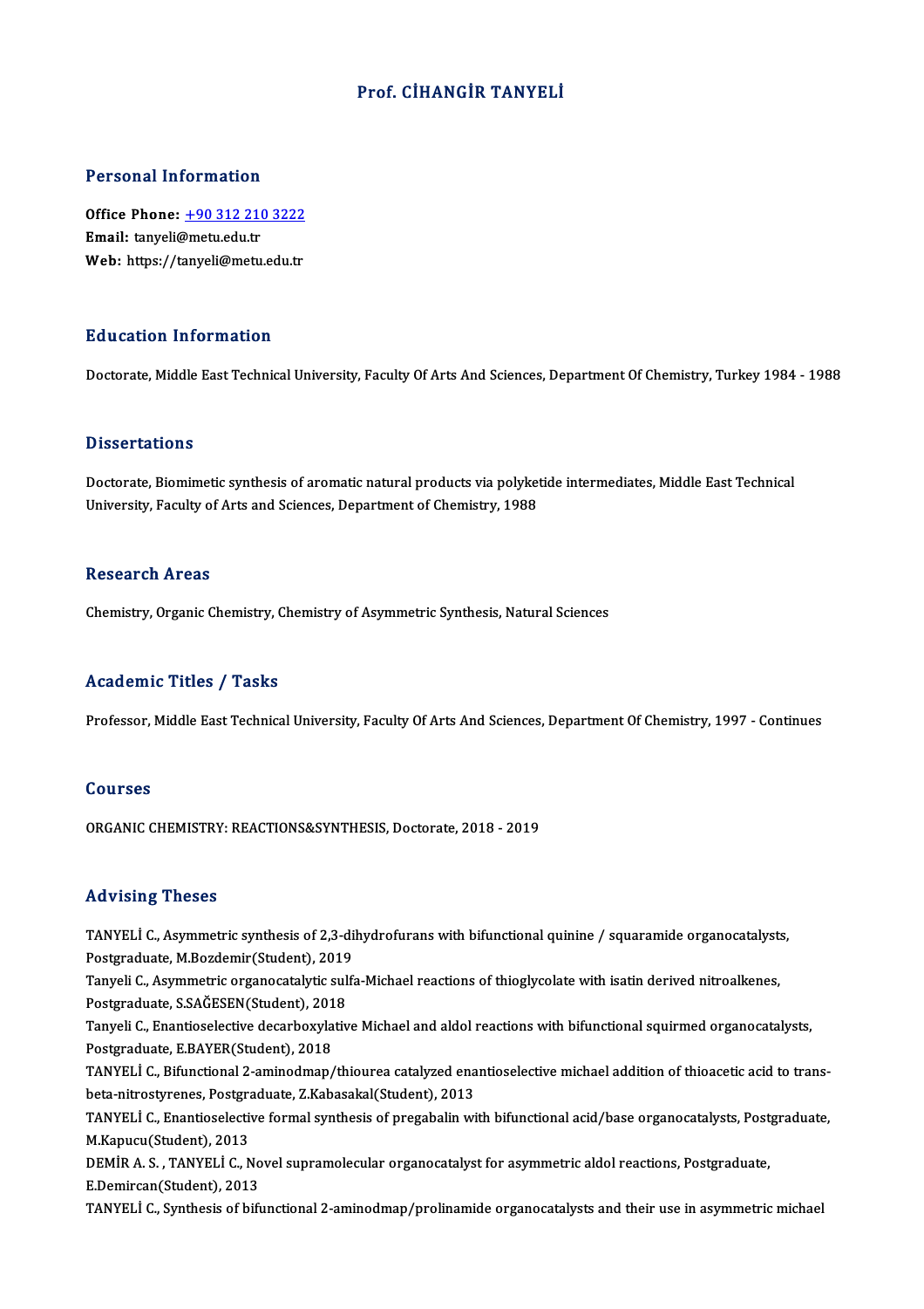# Prof. CİHANGİR TANYELİ

## Personal Information

**Office Phone:** +90 312 210 3222
**Email:** tanyeli@metu.edu.tr
**Web:** https://tanyeli@metu.edu.tr

## Education Information

Doctorate, Middle East Technical University, Faculty Of Arts And Sciences, Department Of Chemistry, Turkey 1984 - 1988

## Dissertations

Doctorate, Biomimetic synthesis of aromatic natural products via polyketide intermediates, Middle East Technical University, Faculty of Arts and Sciences, Department of Chemistry, 1988

## Research Areas

Chemistry, Organic Chemistry, Chemistry of Asymmetric Synthesis, Natural Sciences

## Academic Titles / Tasks

Professor, Middle East Technical University, Faculty Of Arts And Sciences, Department Of Chemistry, 1997 - Continues

## Courses

ORGANIC CHEMISTRY: REACTIONS&SYNTHESIS, Doctorate, 2018 - 2019

## Advising Theses

TANYELİ C., Asymmetric synthesis of 2,3-dihydrofurans with bifunctional quinine / squaramide organocatalysts, Postgraduate, M.Bozdemir(Student), 2019

Tanyeli C., Asymmetric organocatalytic sulfa-Michael reactions of thioglycolate with isatin derived nitroalkenes, Postgraduate, S.SAĞESEN(Student), 2018

Tanyeli C., Enantioselective decarboxylative Michael and aldol reactions with bifunctional squirmed organocatalysts, Postgraduate, E.BAYER(Student), 2018

TANYELİ C., Bifunctional 2-aminodmap/thiourea catalyzed enantioselective michael addition of thioacetic acid to trans-beta-nitrostyrenes, Postgraduate, Z.Kabasakal(Student), 2013

TANYELİ C., Enantioselective formal synthesis of pregabalin with bifunctional acid/base organocatalysts, Postgraduate, M.Kapucu(Student), 2013

DEMİR A. S. , TANYELİ C., Novel supramolecular organocatalyst for asymmetric aldol reactions, Postgraduate, E.Demircan(Student), 2013

TANYELİ C., Synthesis of bifunctional 2-aminodmap/prolinamide organocatalysts and their use in asymmetric michael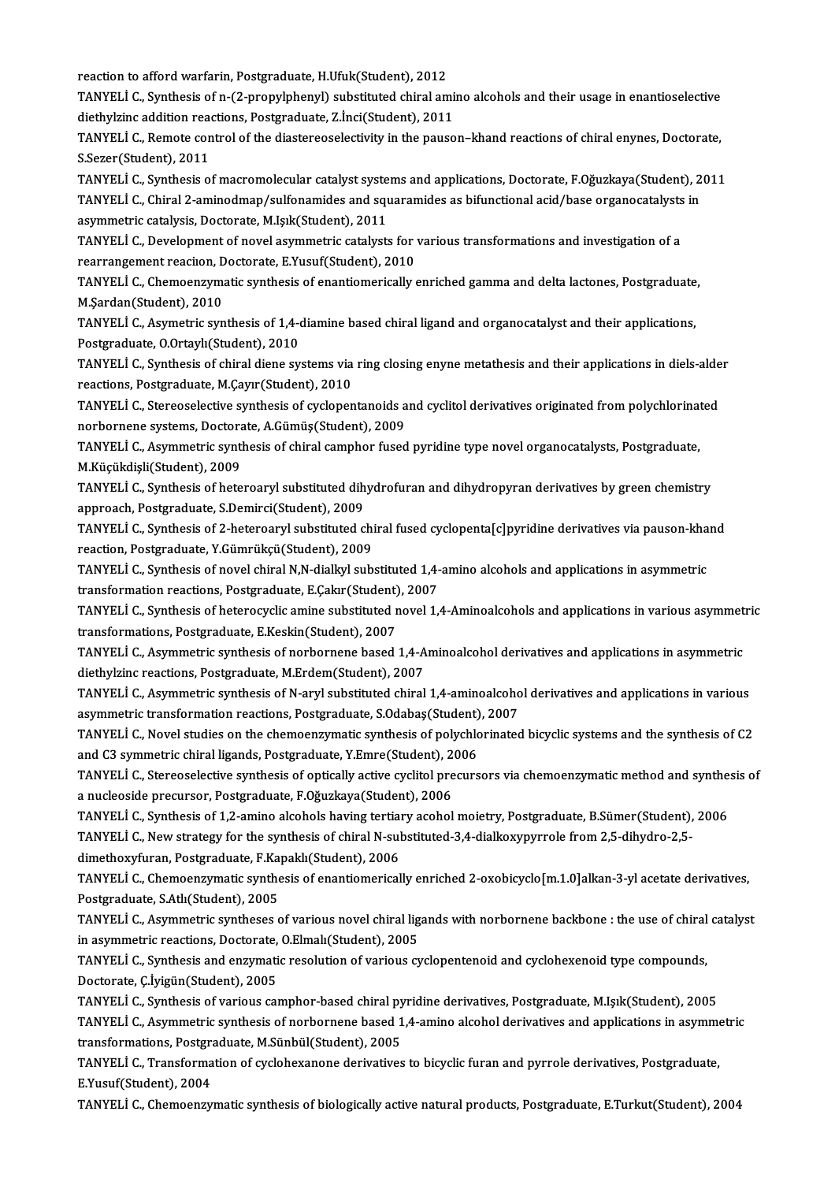reaction to afford warfarin, Postgraduate, H.Ufuk(Student), 2012

TANYELİ C., Synthesis of n-(2-propylphenyl) substituted chiral amino alcohols and their usage in enantioselective diethylzinc addition reactions, Postgraduate, Z.İnci(Student), 2011

TANYELİ C., Remote control of the diastereoselectivity in the pauson–khand reactions of chiral enynes, Doctorate, S.Sezer(Student), 2011

TANYELİ C., Synthesis of macromolecular catalyst systems and applications, Doctorate, F.Oğuzkaya(Student), 2011

TANYELİ C., Chiral 2-aminodmap/sulfonamides and squaramides as bifunctional acid/base organocatalysts in asymmetric catalysis, Doctorate, M.Işık(Student), 2011

TANYELİ C., Development of novel asymmetric catalysts for various transformations and investigation of a rearrangement reacıon, Doctorate, E.Yusuf(Student), 2010

TANYELİ C., Chemoenzymatic synthesis of enantiomerically enriched gamma and delta lactones, Postgraduate, M.Şardan(Student), 2010

TANYELİ C., Asymetric synthesis of 1,4-diamine based chiral ligand and organocatalyst and their applications, Postgraduate, O.Ortaylı(Student), 2010

TANYELİ C., Synthesis of chiral diene systems via ring closing enyne metathesis and their applications in diels-alder reactions, Postgraduate, M.Çayır(Student), 2010

TANYELİ C., Stereoselective synthesis of cyclopentanoids and cyclitol derivatives originated from polychlorinated norbornene systems, Doctorate, A.Gümüş(Student), 2009

TANYELİ C., Asymmetric synthesis of chiral camphor fused pyridine type novel organocatalysts, Postgraduate, M.Küçükdişli(Student), 2009

TANYELİ C., Synthesis of heteroaryl substituted dihydrofuran and dihydropyran derivatives by green chemistry approach, Postgraduate, S.Demirci(Student), 2009

TANYELİ C., Synthesis of 2-heteroaryl substituted chiral fused cyclopenta[c]pyridine derivatives via pauson-khand reaction, Postgraduate, Y.Gümrükçü(Student), 2009

TANYELİ C., Synthesis of novel chiral N,N-dialkyl substituted 1,4-amino alcohols and applications in asymmetric transformation reactions, Postgraduate, E.Çakır(Student), 2007

TANYELİ C., Synthesis of heterocyclic amine substituted novel 1,4-Aminoalcohols and applications in various asymmetric transformations, Postgraduate, E.Keskin(Student), 2007

TANYELİ C., Asymmetric synthesis of norbornene based 1,4-Aminoalcohol derivatives and applications in asymmetric diethylzinc reactions, Postgraduate, M.Erdem(Student), 2007

TANYELİ C., Asymmetric synthesis of N-aryl substituted chiral 1,4-aminoalcohol derivatives and applications in various asymmetric transformation reactions, Postgraduate, S.Odabaş(Student), 2007

TANYELİ C., Novel studies on the chemoenzymatic synthesis of polychlorinated bicyclic systems and the synthesis of C2 and C3 symmetric chiral ligands, Postgraduate, Y.Emre(Student), 2006

TANYELİ C., Stereoselective synthesis of optically active cyclitol precursors via chemoenzymatic method and synthesis of a nucleoside precursor, Postgraduate, F.Oğuzkaya(Student), 2006

TANYELİ C., Synthesis of 1,2-amino alcohols having tertiary acohol moietry, Postgraduate, B.Sümer(Student), 2006

TANYELİ C., New strategy for the synthesis of chiral N-substituted-3,4-dialkoxypyrrole from 2,5-dihydro-2,5-dimethoxyfuran, Postgraduate, F.Kapaklı(Student), 2006

TANYELİ C., Chemoenzymatic synthesis of enantiomerically enriched 2-oxobicyclo[m.1.0]alkan-3-yl acetate derivatives, Postgraduate, S.Atlı(Student), 2005

TANYELİ C., Asymmetric syntheses of various novel chiral ligands with norbornene backbone : the use of chiral catalyst in asymmetric reactions, Doctorate, O.Elmalı(Student), 2005

TANYELİ C., Synthesis and enzymatic resolution of various cyclopentenoid and cyclohexenoid type compounds, Doctorate, Ç.İyigün(Student), 2005

TANYELİ C., Synthesis of various camphor-based chiral pyridine derivatives, Postgraduate, M.Işık(Student), 2005

TANYELİ C., Asymmetric synthesis of norbornene based 1,4-amino alcohol derivatives and applications in asymmetric transformations, Postgraduate, M.Sünbül(Student), 2005

TANYELİ C., Transformation of cyclohexanone derivatives to bicyclic furan and pyrrole derivatives, Postgraduate, E.Yusuf(Student), 2004

TANYELİ C., Chemoenzymatic synthesis of biologically active natural products, Postgraduate, E.Turkut(Student), 2004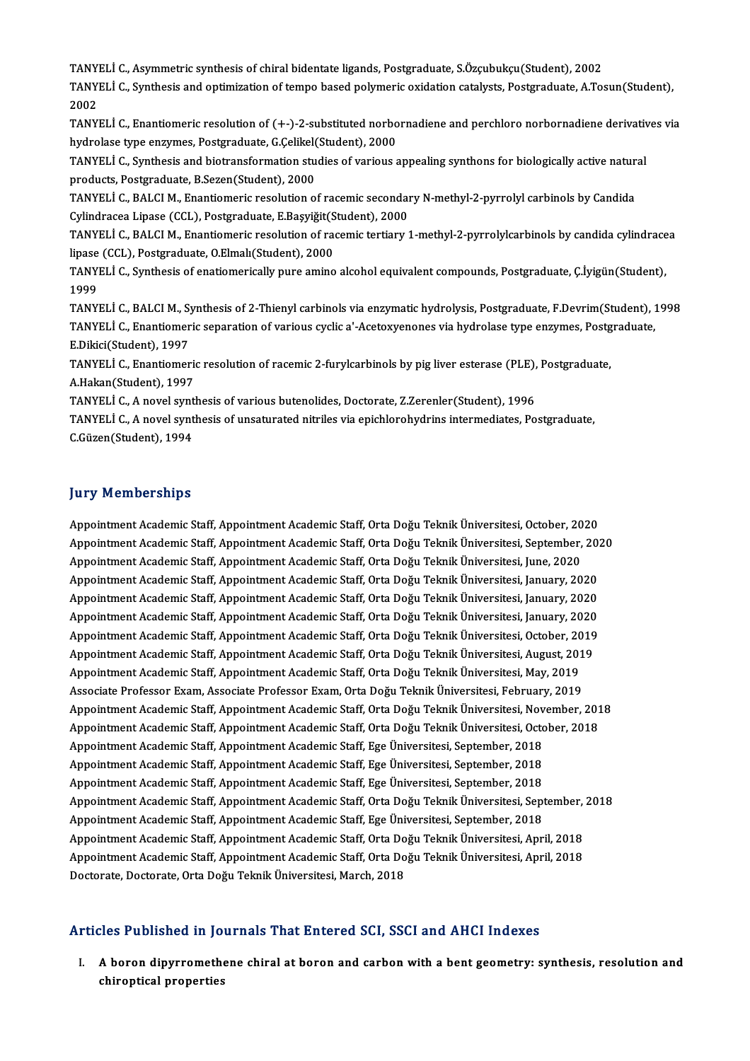TANYELİ C., Asymmetric synthesis of chiral bidentate ligands, Postgraduate, S.Özçubukçu(Student), 2002

TANYELİ C., Synthesis and optimization of tempo based polymeric oxidation catalysts, Postgraduate, A.Tosun(Student), 2002

TANYELİ C., Enantiomeric resolution of (+-)-2-substituted norbornadiene and perchloro norbornadiene derivatives via hydrolase type enzymes, Postgraduate, G.Çelikel(Student), 2000

TANYELİ C., Synthesis and biotransformation studies of various appealing synthons for biologically active natural products, Postgraduate, B.Sezen(Student), 2000

TANYELİ C., BALCI M., Enantiomeric resolution of racemic secondary N-methyl-2-pyrrolyl carbinols by Candida Cylindracea Lipase (CCL), Postgraduate, E.Başyiğit(Student), 2000

TANYELİ C., BALCI M., Enantiomeric resolution of racemic tertiary 1-methyl-2-pyrrolylcarbinols by candida cylindracea lipase (CCL), Postgraduate, O.Elmalı(Student), 2000

TANYELİ C., Synthesis of enatiomerically pure amino alcohol equivalent compounds, Postgraduate, Ç.İyigün(Student), 1999

TANYELİ C., BALCI M., Synthesis of 2-Thienyl carbinols via enzymatic hydrolysis, Postgraduate, F.Devrim(Student), 1998

TANYELİ C., Enantiomeric separation of various cyclic a'-Acetoxyenones via hydrolase type enzymes, Postgraduate, E.Dikici(Student), 1997

TANYELİ C., Enantiomeric resolution of racemic 2-furylcarbinols by pig liver esterase (PLE), Postgraduate, A.Hakan(Student), 1997

TANYELİ C., A novel synthesis of various butenolides, Doctorate, Z.Zerenler(Student), 1996

TANYELİ C., A novel synthesis of unsaturated nitriles via epichlorohydrins intermediates, Postgraduate, C.Güzen(Student), 1994

## Jury Memberships

Appointment Academic Staff, Appointment Academic Staff, Orta Doğu Teknik Üniversitesi, October, 2020
Appointment Academic Staff, Appointment Academic Staff, Orta Doğu Teknik Üniversitesi, September, 2020
Appointment Academic Staff, Appointment Academic Staff, Orta Doğu Teknik Üniversitesi, June, 2020
Appointment Academic Staff, Appointment Academic Staff, Orta Doğu Teknik Üniversitesi, January, 2020
Appointment Academic Staff, Appointment Academic Staff, Orta Doğu Teknik Üniversitesi, January, 2020
Appointment Academic Staff, Appointment Academic Staff, Orta Doğu Teknik Üniversitesi, January, 2020
Appointment Academic Staff, Appointment Academic Staff, Orta Doğu Teknik Üniversitesi, October, 2019
Appointment Academic Staff, Appointment Academic Staff, Orta Doğu Teknik Üniversitesi, August, 2019
Appointment Academic Staff, Appointment Academic Staff, Orta Doğu Teknik Üniversitesi, May, 2019
Associate Professor Exam, Associate Professor Exam, Orta Doğu Teknik Üniversitesi, February, 2019
Appointment Academic Staff, Appointment Academic Staff, Orta Doğu Teknik Üniversitesi, November, 2018
Appointment Academic Staff, Appointment Academic Staff, Orta Doğu Teknik Üniversitesi, October, 2018
Appointment Academic Staff, Appointment Academic Staff, Ege Üniversitesi, September, 2018
Appointment Academic Staff, Appointment Academic Staff, Ege Üniversitesi, September, 2018
Appointment Academic Staff, Appointment Academic Staff, Ege Üniversitesi, September, 2018
Appointment Academic Staff, Appointment Academic Staff, Orta Doğu Teknik Üniversitesi, September, 2018
Appointment Academic Staff, Appointment Academic Staff, Ege Üniversitesi, September, 2018
Appointment Academic Staff, Appointment Academic Staff, Orta Doğu Teknik Üniversitesi, April, 2018
Appointment Academic Staff, Appointment Academic Staff, Orta Doğu Teknik Üniversitesi, April, 2018
Doctorate, Doctorate, Orta Doğu Teknik Üniversitesi, March, 2018

## Articles Published in Journals That Entered SCI, SSCI and AHCI Indexes

I. **A boron dipyrromethene chiral at boron and carbon with a bent geometry: synthesis, resolution and chiroptical properties**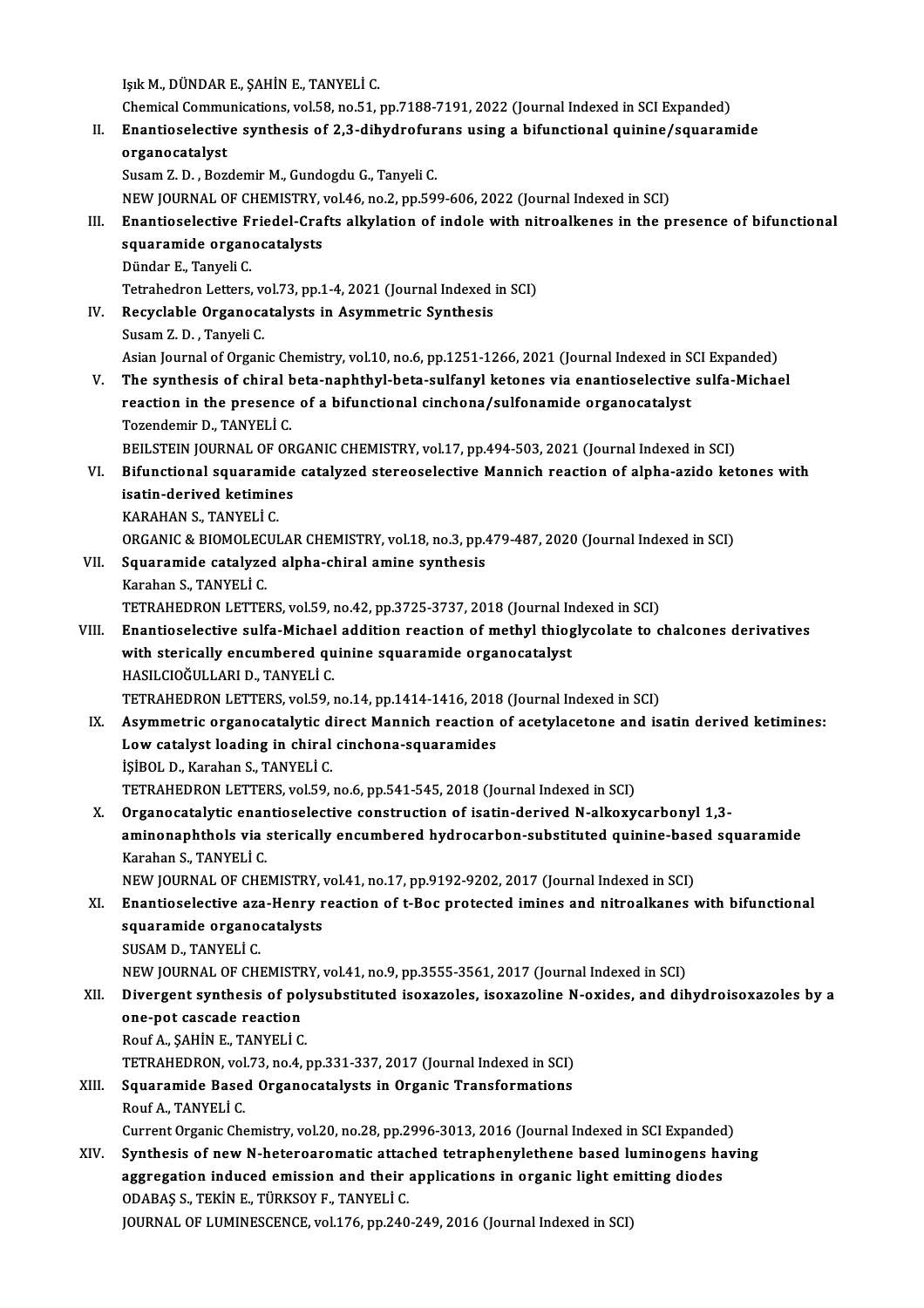Işık M., DÜNDAR E., ŞAHİN E., TANYELİ C.
Chemical Communications, vol.58, no.51, pp.7188-7191, 2022 (Journal Indexed in SCI Expanded)

II. **Enantioselective synthesis of 2,3-dihydrofurans using a bifunctional quinine/squaramide organocatalyst**
Susam Z. D. , Bozdemir M., Gundogdu G., Tanyeli C.
NEW JOURNAL OF CHEMISTRY, vol.46, no.2, pp.599-606, 2022 (Journal Indexed in SCI)

III. **Enantioselective Friedel-Crafts alkylation of indole with nitroalkenes in the presence of bifunctional squaramide organocatalysts**
Dündar E., Tanyeli C.
Tetrahedron Letters, vol.73, pp.1-4, 2021 (Journal Indexed in SCI)

IV. **Recyclable Organocatalysts in Asymmetric Synthesis**
Susam Z. D. , Tanyeli C.
Asian Journal of Organic Chemistry, vol.10, no.6, pp.1251-1266, 2021 (Journal Indexed in SCI Expanded)

V. **The synthesis of chiral beta-naphthyl-beta-sulfanyl ketones via enantioselective sulfa-Michael reaction in the presence of a bifunctional cinchona/sulfonamide organocatalyst**
Tozendemir D., TANYELİ C.
BEILSTEIN JOURNAL OF ORGANIC CHEMISTRY, vol.17, pp.494-503, 2021 (Journal Indexed in SCI)

VI. **Bifunctional squaramide catalyzed stereoselective Mannich reaction of alpha-azido ketones with isatin-derived ketimines**
KARAHAN S., TANYELİ C.
ORGANIC & BIOMOLECULAR CHEMISTRY, vol.18, no.3, pp.479-487, 2020 (Journal Indexed in SCI)

VII. **Squaramide catalyzed alpha-chiral amine synthesis**
Karahan S., TANYELİ C.
TETRAHEDRON LETTERS, vol.59, no.42, pp.3725-3737, 2018 (Journal Indexed in SCI)

VIII. **Enantioselective sulfa-Michael addition reaction of methyl thioglycolate to chalcones derivatives with sterically encumbered quinine squaramide organocatalyst**
HASILCIOĞULLARI D., TANYELİ C.
TETRAHEDRON LETTERS, vol.59, no.14, pp.1414-1416, 2018 (Journal Indexed in SCI)

IX. **Asymmetric organocatalytic direct Mannich reaction of acetylacetone and isatin derived ketimines: Low catalyst loading in chiral cinchona-squaramides**
İŞİBOL D., Karahan S., TANYELİ C.
TETRAHEDRON LETTERS, vol.59, no.6, pp.541-545, 2018 (Journal Indexed in SCI)

X. **Organocatalytic enantioselective construction of isatin-derived N-alkoxycarbonyl 1,3-aminonaphthols via sterically encumbered hydrocarbon-substituted quinine-based squaramide**
Karahan S., TANYELİ C.
NEW JOURNAL OF CHEMISTRY, vol.41, no.17, pp.9192-9202, 2017 (Journal Indexed in SCI)

XI. **Enantioselective aza-Henry reaction of t-Boc protected imines and nitroalkanes with bifunctional squaramide organocatalysts**
SUSAM D., TANYELİ C.
NEW JOURNAL OF CHEMISTRY, vol.41, no.9, pp.3555-3561, 2017 (Journal Indexed in SCI)

XII. **Divergent synthesis of polysubstituted isoxazoles, isoxazoline N-oxides, and dihydroisoxazoles by a one-pot cascade reaction**
Rouf A., ŞAHİN E., TANYELİ C.
TETRAHEDRON, vol.73, no.4, pp.331-337, 2017 (Journal Indexed in SCI)

XIII. **Squaramide Based Organocatalysts in Organic Transformations**
Rouf A., TANYELİ C.
Current Organic Chemistry, vol.20, no.28, pp.2996-3013, 2016 (Journal Indexed in SCI Expanded)

XIV. **Synthesis of new N-heteroaromatic attached tetraphenylethene based luminogens having aggregation induced emission and their applications in organic light emitting diodes**
ODABAŞ S., TEKİN E., TÜRKSOY F., TANYELİ C.
JOURNAL OF LUMINESCENCE, vol.176, pp.240-249, 2016 (Journal Indexed in SCI)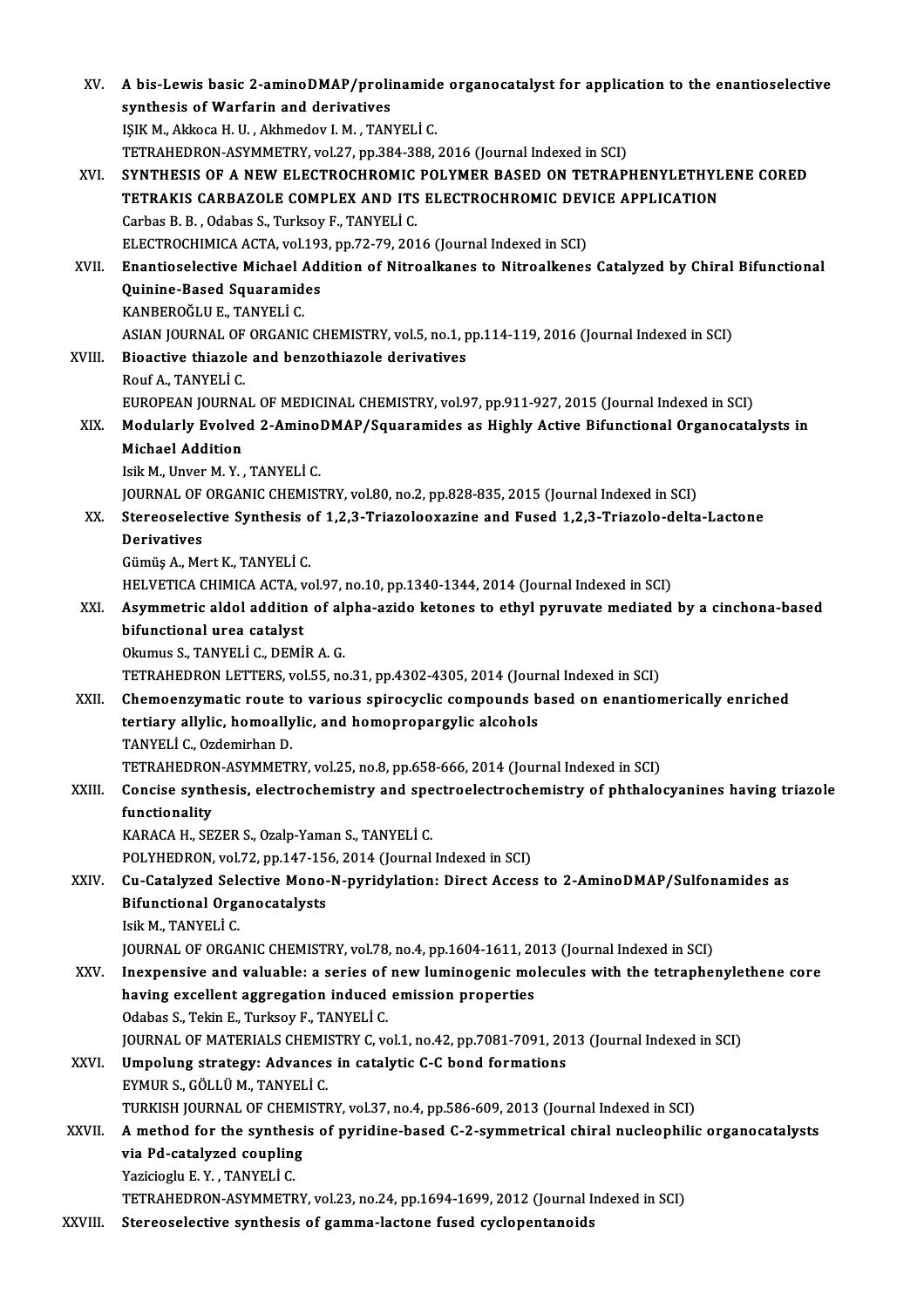XV. **A bis-Lewis basic 2-aminoDMAP/prolinamide organocatalyst for application to the enantioselective synthesis of Warfarin and derivatives**
IŞIK M., Akkoca H. U. , Akhmedov I. M. , TANYELİ C.
TETRAHEDRON-ASYMMETRY, vol.27, pp.384-388, 2016 (Journal Indexed in SCI)

XVI. **SYNTHESIS OF A NEW ELECTROCHROMIC POLYMER BASED ON TETRAPHENYLETHYLENE CORED TETRAKIS CARBAZOLE COMPLEX AND ITS ELECTROCHROMIC DEVICE APPLICATION**
Carbas B. B. , Odabas S., Turksoy F., TANYELİ C.
ELECTROCHIMICA ACTA, vol.193, pp.72-79, 2016 (Journal Indexed in SCI)

XVII. **Enantioselective Michael Addition of Nitroalkanes to Nitroalkenes Catalyzed by Chiral Bifunctional Quinine-Based Squaramides**
KANBEROĞLU E., TANYELİ C.
ASIAN JOURNAL OF ORGANIC CHEMISTRY, vol.5, no.1, pp.114-119, 2016 (Journal Indexed in SCI)

XVIII. **Bioactive thiazole and benzothiazole derivatives**
Rouf A., TANYELİ C.
EUROPEAN JOURNAL OF MEDICINAL CHEMISTRY, vol.97, pp.911-927, 2015 (Journal Indexed in SCI)

XIX. **Modularly Evolved 2-AminoDMAP/Squaramides as Highly Active Bifunctional Organocatalysts in Michael Addition**
Isik M., Unver M. Y. , TANYELİ C.
JOURNAL OF ORGANIC CHEMISTRY, vol.80, no.2, pp.828-835, 2015 (Journal Indexed in SCI)

XX. **Stereoselective Synthesis of 1,2,3-Triazolooxazine and Fused 1,2,3-Triazolo-delta-Lactone Derivatives**
Gümüş A., Mert K., TANYELİ C.
HELVETICA CHIMICA ACTA, vol.97, no.10, pp.1340-1344, 2014 (Journal Indexed in SCI)

XXI. **Asymmetric aldol addition of alpha-azido ketones to ethyl pyruvate mediated by a cinchona-based bifunctional urea catalyst**
Okumus S., TANYELİ C., DEMİR A. G.
TETRAHEDRON LETTERS, vol.55, no.31, pp.4302-4305, 2014 (Journal Indexed in SCI)

XXII. **Chemoenzymatic route to various spirocyclic compounds based on enantiomerically enriched tertiary allylic, homoallylic, and homopropargylic alcohols**
TANYELİ C., Ozdemirhan D.
TETRAHEDRON-ASYMMETRY, vol.25, no.8, pp.658-666, 2014 (Journal Indexed in SCI)

XXIII. **Concise synthesis, electrochemistry and spectroelectrochemistry of phthalocyanines having triazole functionality**
KARACA H., SEZER S., Ozalp-Yaman S., TANYELİ C.
POLYHEDRON, vol.72, pp.147-156, 2014 (Journal Indexed in SCI)

XXIV. **Cu-Catalyzed Selective Mono-N-pyridylation: Direct Access to 2-AminoDMAP/Sulfonamides as Bifunctional Organocatalysts**
Isik M., TANYELİ C.
JOURNAL OF ORGANIC CHEMISTRY, vol.78, no.4, pp.1604-1611, 2013 (Journal Indexed in SCI)

XXV. **Inexpensive and valuable: a series of new luminogenic molecules with the tetraphenylethene core having excellent aggregation induced emission properties**
Odabas S., Tekin E., Turksoy F., TANYELİ C.
JOURNAL OF MATERIALS CHEMISTRY C, vol.1, no.42, pp.7081-7091, 2013 (Journal Indexed in SCI)

XXVI. **Umpolung strategy: Advances in catalytic C-C bond formations**
EYMUR S., GÖLLÜ M., TANYELİ C.
TURKISH JOURNAL OF CHEMISTRY, vol.37, no.4, pp.586-609, 2013 (Journal Indexed in SCI)

XXVII. **A method for the synthesis of pyridine-based C-2-symmetrical chiral nucleophilic organocatalysts via Pd-catalyzed coupling**
Yazicioglu E. Y. , TANYELİ C.
TETRAHEDRON-ASYMMETRY, vol.23, no.24, pp.1694-1699, 2012 (Journal Indexed in SCI)

XXVIII. **Stereoselective synthesis of gamma-lactone fused cyclopentanoids**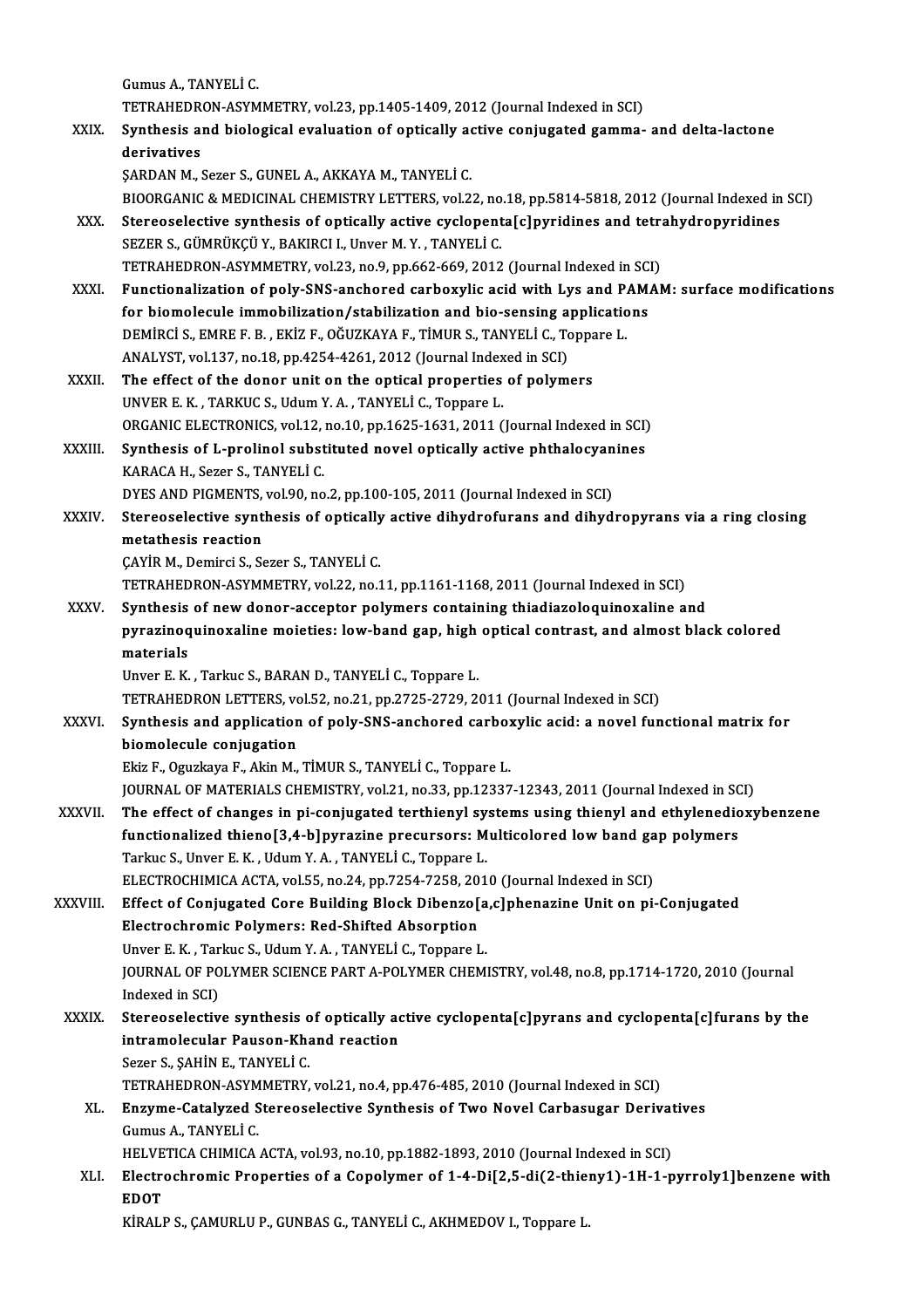Gumus A., TANYELİ C.
TETRAHEDRON-ASYMMETRY, vol.23, pp.1405-1409, 2012 (Journal Indexed in SCI)

XXIX. **Synthesis and biological evaluation of optically active conjugated gamma- and delta-lactone derivatives**
ŞARDAN M., Sezer S., GUNEL A., AKKAYA M., TANYELİ C.
BIOORGANIC & MEDICINAL CHEMISTRY LETTERS, vol.22, no.18, pp.5814-5818, 2012 (Journal Indexed in SCI)

XXX. **Stereoselective synthesis of optically active cyclopenta[c]pyridines and tetrahydropyridines**
SEZER S., GÜMRÜKÇÜ Y., BAKIRCI I., Unver M. Y. , TANYELİ C.
TETRAHEDRON-ASYMMETRY, vol.23, no.9, pp.662-669, 2012 (Journal Indexed in SCI)

XXXI. **Functionalization of poly-SNS-anchored carboxylic acid with Lys and PAMAM: surface modifications for biomolecule immobilization/stabilization and bio-sensing applications**
DEMİRCİ S., EMRE F. B. , EKİZ F., OĞUZKAYA F., TİMUR S., TANYELİ C., Toppare L.
ANALYST, vol.137, no.18, pp.4254-4261, 2012 (Journal Indexed in SCI)

XXXII. **The effect of the donor unit on the optical properties of polymers**
UNVER E. K. , TARKUC S., Udum Y. A. , TANYELİ C., Toppare L.
ORGANIC ELECTRONICS, vol.12, no.10, pp.1625-1631, 2011 (Journal Indexed in SCI)

XXXIII. **Synthesis of L-prolinol substituted novel optically active phthalocyanines**
KARACA H., Sezer S., TANYELİ C.
DYES AND PIGMENTS, vol.90, no.2, pp.100-105, 2011 (Journal Indexed in SCI)

XXXIV. **Stereoselective synthesis of optically active dihydrofurans and dihydropyrans via a ring closing metathesis reaction**
ÇAYİR M., Demirci S., Sezer S., TANYELİ C.
TETRAHEDRON-ASYMMETRY, vol.22, no.11, pp.1161-1168, 2011 (Journal Indexed in SCI)

XXXV. **Synthesis of new donor-acceptor polymers containing thiadiazoloquinoxaline and pyrazinoquinoxaline moieties: low-band gap, high optical contrast, and almost black colored materials**
Unver E. K. , Tarkuc S., BARAN D., TANYELİ C., Toppare L.
TETRAHEDRON LETTERS, vol.52, no.21, pp.2725-2729, 2011 (Journal Indexed in SCI)

XXXVI. **Synthesis and application of poly-SNS-anchored carboxylic acid: a novel functional matrix for biomolecule conjugation**
Ekiz F., Oguzkaya F., Akin M., TİMUR S., TANYELİ C., Toppare L.
JOURNAL OF MATERIALS CHEMISTRY, vol.21, no.33, pp.12337-12343, 2011 (Journal Indexed in SCI)

XXXVII. **The effect of changes in pi-conjugated terthienyl systems using thienyl and ethylenedioxybenzene functionalized thieno[3,4-b]pyrazine precursors: Multicolored low band gap polymers**
Tarkuc S., Unver E. K. , Udum Y. A. , TANYELİ C., Toppare L.
ELECTROCHIMICA ACTA, vol.55, no.24, pp.7254-7258, 2010 (Journal Indexed in SCI)

XXXVIII. **Effect of Conjugated Core Building Block Dibenzo[a,c]phenazine Unit on pi-Conjugated Electrochromic Polymers: Red-Shifted Absorption**
Unver E. K. , Tarkuc S., Udum Y. A. , TANYELİ C., Toppare L.
JOURNAL OF POLYMER SCIENCE PART A-POLYMER CHEMISTRY, vol.48, no.8, pp.1714-1720, 2010 (Journal Indexed in SCI)

XXXIX. **Stereoselective synthesis of optically active cyclopenta[c]pyrans and cyclopenta[c]furans by the intramolecular Pauson-Khand reaction**
Sezer S., ŞAHİN E., TANYELİ C.
TETRAHEDRON-ASYMMETRY, vol.21, no.4, pp.476-485, 2010 (Journal Indexed in SCI)

XL. **Enzyme-Catalyzed Stereoselective Synthesis of Two Novel Carbasugar Derivatives**
Gumus A., TANYELİ C.
HELVETICA CHIMICA ACTA, vol.93, no.10, pp.1882-1893, 2010 (Journal Indexed in SCI)

XLI. **Electrochromic Properties of a Copolymer of 1-4-Di[2,5-di(2-thieny1)-1H-1-pyrroly1]benzene with EDOT**
KİRALP S., ÇAMURLU P., GUNBAS G., TANYELİ C., AKHMEDOV I., Toppare L.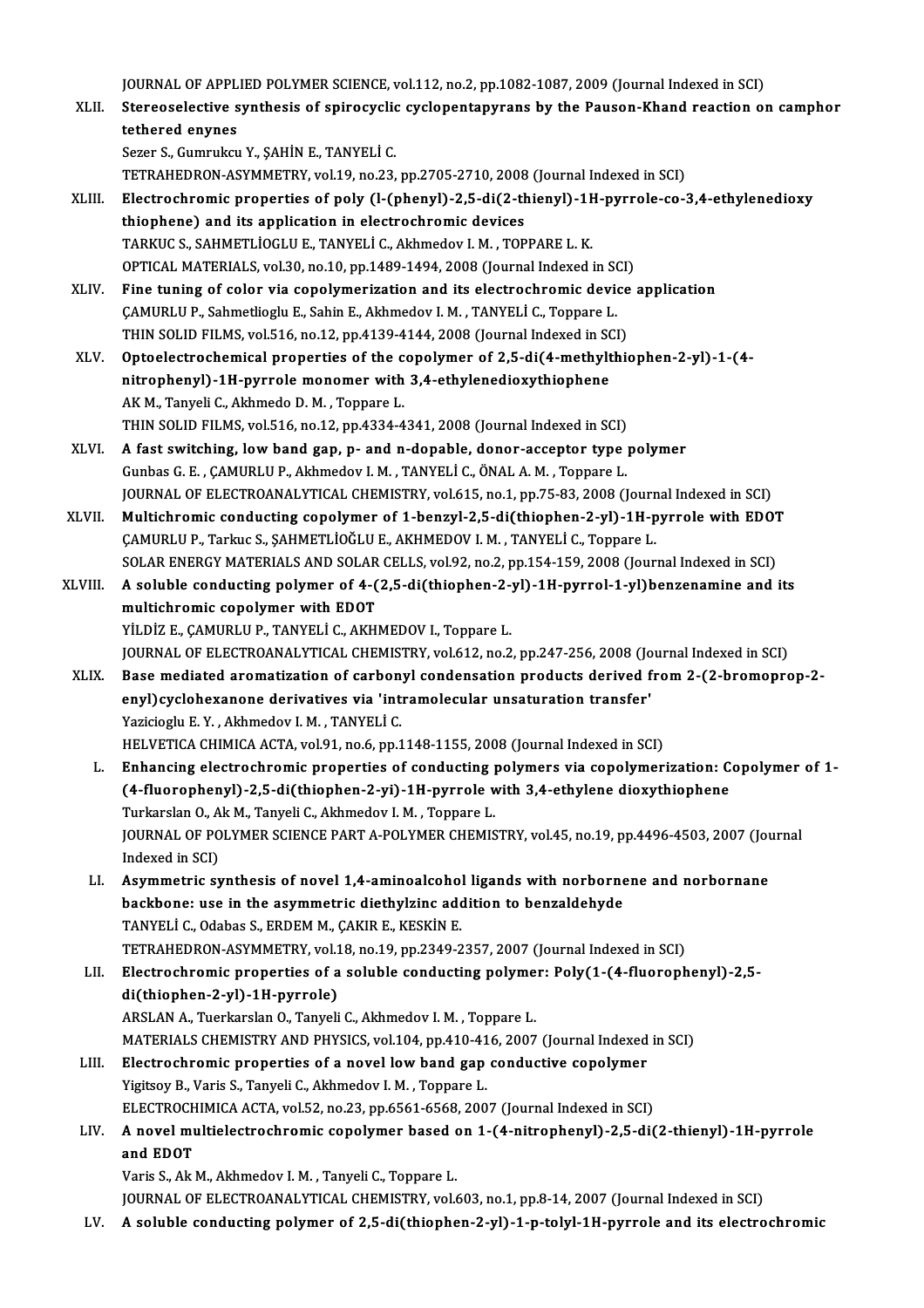JOURNAL OF APPLIED POLYMER SCIENCE, vol.112, no.2, pp.1082-1087, 2009 (Journal Indexed in SCI)

XLII. **Stereoselective synthesis of spirocyclic cyclopentapyrans by the Pauson-Khand reaction on camphor tethered enynes**
Sezer S., Gumrukcu Y., ŞAHİN E., TANYELİ C.
TETRAHEDRON-ASYMMETRY, vol.19, no.23, pp.2705-2710, 2008 (Journal Indexed in SCI)

XLIII. **Electrochromic properties of poly (l-(phenyl)-2,5-di(2-thienyl)-1H-pyrrole-co-3,4-ethylenedioxy thiophene) and its application in electrochromic devices**
TARKUC S., SAHMETLİOGLU E., TANYELİ C., Akhmedov I. M. , TOPPARE L. K.
OPTICAL MATERIALS, vol.30, no.10, pp.1489-1494, 2008 (Journal Indexed in SCI)

XLIV. **Fine tuning of color via copolymerization and its electrochromic device application**
ÇAMURLU P., Sahmetlioglu E., Sahin E., Akhmedov I. M. , TANYELİ C., Toppare L.
THIN SOLID FILMS, vol.516, no.12, pp.4139-4144, 2008 (Journal Indexed in SCI)

XLV. **Optoelectrochemical properties of the copolymer of 2,5-di(4-methylthiophen-2-yl)-1-(4-nitrophenyl)-1H-pyrrole monomer with 3,4-ethylenedioxythiophene**
AK M., Tanyeli C., Akhmedo D. M. , Toppare L.
THIN SOLID FILMS, vol.516, no.12, pp.4334-4341, 2008 (Journal Indexed in SCI)

XLVI. **A fast switching, low band gap, p- and n-dopable, donor-acceptor type polymer**
Gunbas G. E. , ÇAMURLU P., Akhmedov I. M. , TANYELİ C., ÖNAL A. M. , Toppare L.
JOURNAL OF ELECTROANALYTICAL CHEMISTRY, vol.615, no.1, pp.75-83, 2008 (Journal Indexed in SCI)

XLVII. **Multichromic conducting copolymer of 1-benzyl-2,5-di(thiophen-2-yl)-1H-pyrrole with EDOT**
ÇAMURLU P., Tarkuc S., ŞAHMETLİOĞLU E., AKHMEDOV I. M. , TANYELİ C., Toppare L.
SOLAR ENERGY MATERIALS AND SOLAR CELLS, vol.92, no.2, pp.154-159, 2008 (Journal Indexed in SCI)

XLVIII. **A soluble conducting polymer of 4-(2,5-di(thiophen-2-yl)-1H-pyrrol-1-yl)benzenamine and its multichromic copolymer with EDOT**
YİLDİZ E., ÇAMURLU P., TANYELİ C., AKHMEDOV I., Toppare L.
JOURNAL OF ELECTROANALYTICAL CHEMISTRY, vol.612, no.2, pp.247-256, 2008 (Journal Indexed in SCI)

XLIX. **Base mediated aromatization of carbonyl condensation products derived from 2-(2-bromoprop-2-enyl)cyclohexanone derivatives via 'intramolecular unsaturation transfer'**
Yazicioglu E. Y. , Akhmedov I. M. , TANYELİ C.
HELVETICA CHIMICA ACTA, vol.91, no.6, pp.1148-1155, 2008 (Journal Indexed in SCI)

L. **Enhancing electrochromic properties of conducting polymers via copolymerization: Copolymer of 1-(4-fluorophenyl)-2,5-di(thiophen-2-yi)-1H-pyrrole with 3,4-ethylene dioxythiophene**
Turkarslan O., Ak M., Tanyeli C., Akhmedov I. M. , Toppare L.
JOURNAL OF POLYMER SCIENCE PART A-POLYMER CHEMISTRY, vol.45, no.19, pp.4496-4503, 2007 (Journal Indexed in SCI)

LI. **Asymmetric synthesis of novel 1,4-aminoalcohol ligands with norbornene and norbornane backbone: use in the asymmetric diethylzinc addition to benzaldehyde**
TANYELİ C., Odabas S., ERDEM M., ÇAKIR E., KESKİN E.
TETRAHEDRON-ASYMMETRY, vol.18, no.19, pp.2349-2357, 2007 (Journal Indexed in SCI)

LII. **Electrochromic properties of a soluble conducting polymer: Poly(1-(4-fluorophenyl)-2,5-di(thiophen-2-yl)-1H-pyrrole)**
ARSLAN A., Tuerkarslan O., Tanyeli C., Akhmedov I. M. , Toppare L.
MATERIALS CHEMISTRY AND PHYSICS, vol.104, pp.410-416, 2007 (Journal Indexed in SCI)

LIII. **Electrochromic properties of a novel low band gap conductive copolymer**
Yigitsoy B., Varis S., Tanyeli C., Akhmedov I. M. , Toppare L.
ELECTROCHIMICA ACTA, vol.52, no.23, pp.6561-6568, 2007 (Journal Indexed in SCI)

LIV. **A novel multielectrochromic copolymer based on 1-(4-nitrophenyl)-2,5-di(2-thienyl)-1H-pyrrole and EDOT**
Varis S., Ak M., Akhmedov I. M. , Tanyeli C., Toppare L.
JOURNAL OF ELECTROANALYTICAL CHEMISTRY, vol.603, no.1, pp.8-14, 2007 (Journal Indexed in SCI)

LV. **A soluble conducting polymer of 2,5-di(thiophen-2-yl)-1-p-tolyl-1H-pyrrole and its electrochromic**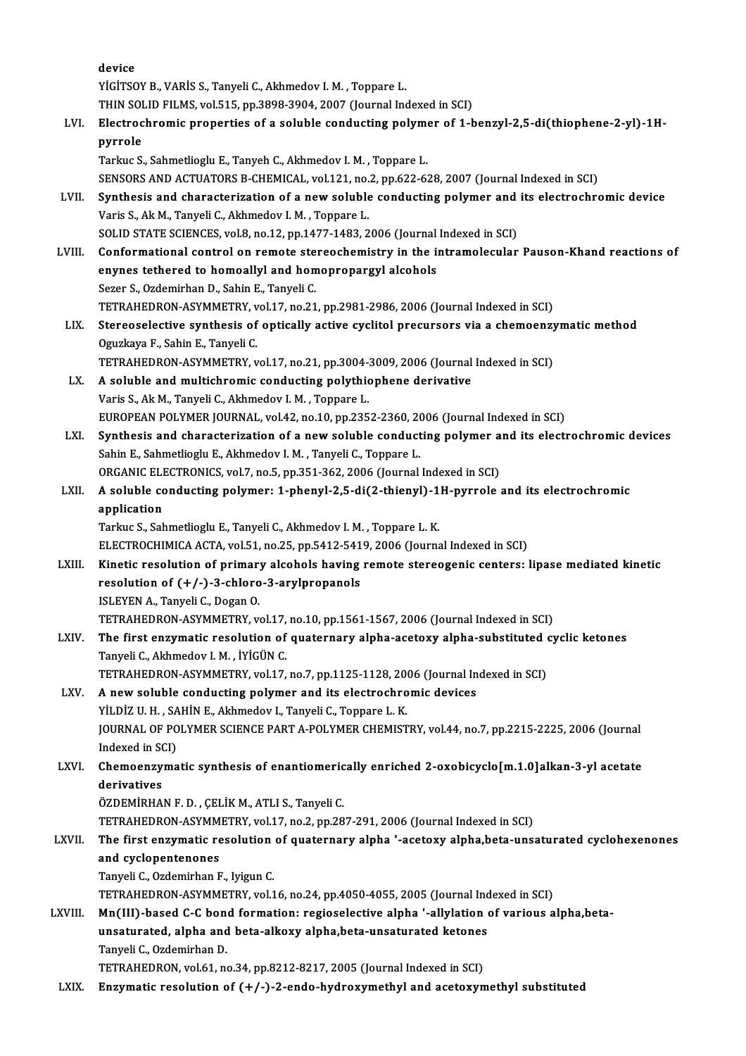device

YİGİTSOY B., VARİS S., Tanyeli C., Akhmedov I. M. , Toppare L.

THIN SOLID FILMS, vol.515, pp.3898-3904, 2007 (Journal Indexed in SCI)

LVI. **Electrochromic properties of a soluble conducting polymer of 1-benzyl-2,5-di(thiophene-2-yl)-1H-pyrrole**

Tarkuc S., Sahmetlioglu E., Tanyeh C., Akhmedov I. M. , Toppare L.

SENSORS AND ACTUATORS B-CHEMICAL, vol.121, no.2, pp.622-628, 2007 (Journal Indexed in SCI)

LVII. **Synthesis and characterization of a new soluble conducting polymer and its electrochromic device**

Varis S., Ak M., Tanyeli C., Akhmedov I. M. , Toppare L.

SOLID STATE SCIENCES, vol.8, no.12, pp.1477-1483, 2006 (Journal Indexed in SCI)

LVIII. **Conformational control on remote stereochemistry in the intramolecular Pauson-Khand reactions of enynes tethered to homoallyl and homopropargyl alcohols**

Sezer S., Ozdemirhan D., Sahin E., Tanyeli C.

TETRAHEDRON-ASYMMETRY, vol.17, no.21, pp.2981-2986, 2006 (Journal Indexed in SCI)

LIX. **Stereoselective synthesis of optically active cyclitol precursors via a chemoenzymatic method**

Oguzkaya F., Sahin E., Tanyeli C.

TETRAHEDRON-ASYMMETRY, vol.17, no.21, pp.3004-3009, 2006 (Journal Indexed in SCI)

LX. **A soluble and multichromic conducting polythiophene derivative**

Varis S., Ak M., Tanyeli C., Akhmedov I. M. , Toppare L.

EUROPEAN POLYMER JOURNAL, vol.42, no.10, pp.2352-2360, 2006 (Journal Indexed in SCI)

LXI. **Synthesis and characterization of a new soluble conducting polymer and its electrochromic devices**

Sahin E., Sahmetlioglu E., Akhmedov I. M. , Tanyeli C., Toppare L.

ORGANIC ELECTRONICS, vol.7, no.5, pp.351-362, 2006 (Journal Indexed in SCI)

LXII. **A soluble conducting polymer: 1-phenyl-2,5-di(2-thienyl)-1H-pyrrole and its electrochromic application**

Tarkuc S., Sahmetlioglu E., Tanyeli C., Akhmedov I. M. , Toppare L. K.

ELECTROCHIMICA ACTA, vol.51, no.25, pp.5412-5419, 2006 (Journal Indexed in SCI)

LXIII. **Kinetic resolution of primary alcohols having remote stereogenic centers: lipase mediated kinetic resolution of (+/-)-3-chloro-3-arylpropanols**

ISLEYEN A., Tanyeli C., Dogan O.

TETRAHEDRON-ASYMMETRY, vol.17, no.10, pp.1561-1567, 2006 (Journal Indexed in SCI)

LXIV. **The first enzymatic resolution of quaternary alpha-acetoxy alpha-substituted cyclic ketones**

Tanyeli C., Akhmedov I. M. , İYİGÜN C.

TETRAHEDRON-ASYMMETRY, vol.17, no.7, pp.1125-1128, 2006 (Journal Indexed in SCI)

LXV. **A new soluble conducting polymer and its electrochromic devices**

YİLDİZ U. H. , SAHİN E., Akhmedov I., Tanyeli C., Toppare L. K.

JOURNAL OF POLYMER SCIENCE PART A-POLYMER CHEMISTRY, vol.44, no.7, pp.2215-2225, 2006 (Journal Indexed in SCI)

LXVI. **Chemoenzymatic synthesis of enantiomerically enriched 2-oxobicyclo[m.1.0]alkan-3-yl acetate derivatives**

ÖZDEMİRHAN F. D. , ÇELİK M., ATLI S., Tanyeli C.

TETRAHEDRON-ASYMMETRY, vol.17, no.2, pp.287-291, 2006 (Journal Indexed in SCI)

LXVII. **The first enzymatic resolution of quaternary alpha '-acetoxy alpha,beta-unsaturated cyclohexenones and cyclopentenones**

Tanyeli C., Ozdemirhan F., Iyigun C.

TETRAHEDRON-ASYMMETRY, vol.16, no.24, pp.4050-4055, 2005 (Journal Indexed in SCI)

LXVIII. **Mn(III)-based C-C bond formation: regioselective alpha '-allylation of various alpha,beta-unsaturated, alpha and beta-alkoxy alpha,beta-unsaturated ketones**

Tanyeli C., Ozdemirhan D.

TETRAHEDRON, vol.61, no.34, pp.8212-8217, 2005 (Journal Indexed in SCI)

LXIX. **Enzymatic resolution of (+/-)-2-endo-hydroxymethyl and acetoxymethyl substituted**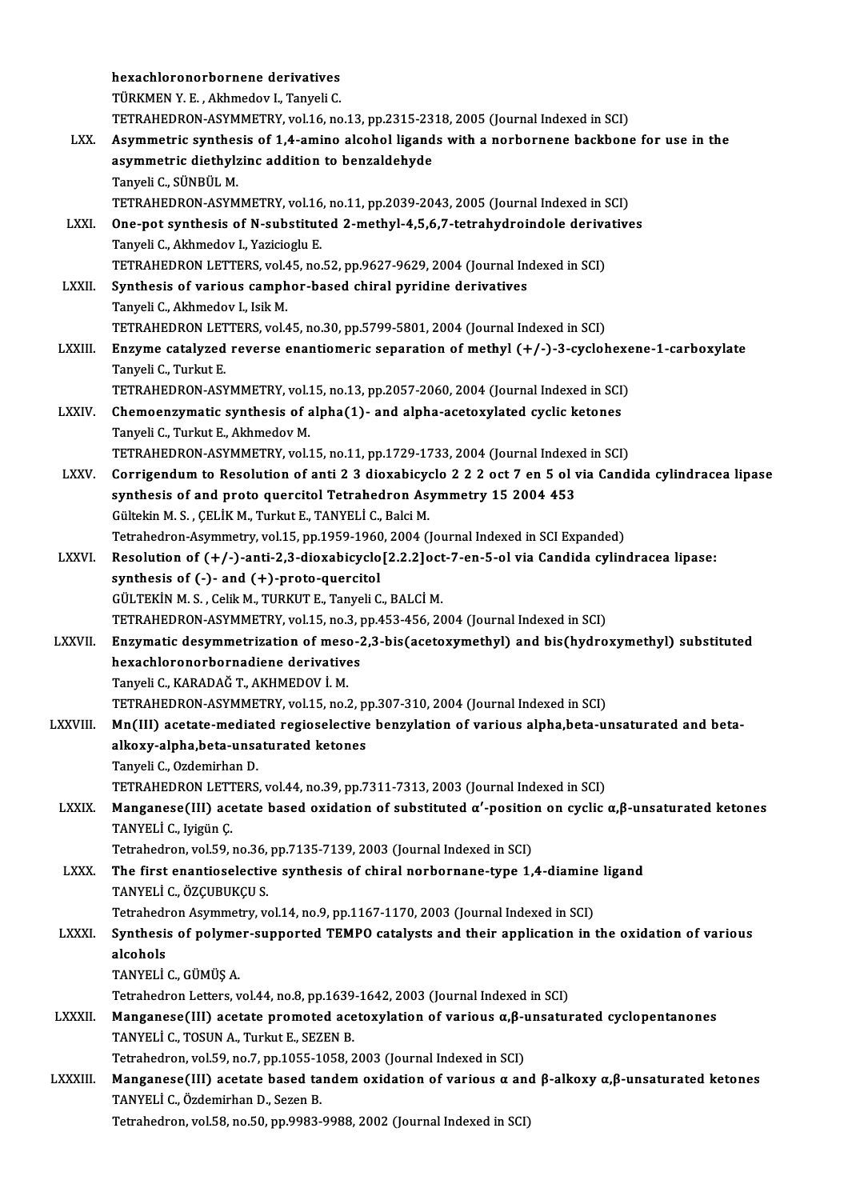hexachloronorbornene derivatives
TÜRKMEN Y. E. , Akhmedov I., Tanyeli C.
TETRAHEDRON-ASYMMETRY, vol.16, no.13, pp.2315-2318, 2005 (Journal Indexed in SCI)

LXX. **Asymmetric synthesis of 1,4-amino alcohol ligands with a norbornene backbone for use in the asymmetric diethylzinc addition to benzaldehyde**
Tanyeli C., SÜNBÜL M.
TETRAHEDRON-ASYMMETRY, vol.16, no.11, pp.2039-2043, 2005 (Journal Indexed in SCI)

LXXI. **One-pot synthesis of N-substituted 2-methyl-4,5,6,7-tetrahydroindole derivatives**
Tanyeli C., Akhmedov I., Yazicioglu E.
TETRAHEDRON LETTERS, vol.45, no.52, pp.9627-9629, 2004 (Journal Indexed in SCI)

LXXII. **Synthesis of various camphor-based chiral pyridine derivatives**
Tanyeli C., Akhmedov I., Isik M.
TETRAHEDRON LETTERS, vol.45, no.30, pp.5799-5801, 2004 (Journal Indexed in SCI)

LXXIII. **Enzyme catalyzed reverse enantiomeric separation of methyl (+/-)-3-cyclohexene-1-carboxylate**
Tanyeli C., Turkut E.
TETRAHEDRON-ASYMMETRY, vol.15, no.13, pp.2057-2060, 2004 (Journal Indexed in SCI)

LXXIV. **Chemoenzymatic synthesis of alpha(1)- and alpha-acetoxylated cyclic ketones**
Tanyeli C., Turkut E., Akhmedov M.
TETRAHEDRON-ASYMMETRY, vol.15, no.11, pp.1729-1733, 2004 (Journal Indexed in SCI)

LXXV. **Corrigendum to Resolution of anti 2 3 dioxabicyclo 2 2 2 oct 7 en 5 ol via Candida cylindracea lipase synthesis of and proto quercitol Tetrahedron Asymmetry 15 2004 453**
Gültekin M. S. , ÇELİK M., Turkut E., TANYELİ C., Balci M.
Tetrahedron-Asymmetry, vol.15, pp.1959-1960, 2004 (Journal Indexed in SCI Expanded)

LXXVI. **Resolution of (+/-)-anti-2,3-dioxabicyclo[2.2.2]oct-7-en-5-ol via Candida cylindracea lipase: synthesis of (-)- and (+)-proto-quercitol**
GÜLTEKİN M. S. , Celik M., TURKUT E., Tanyeli C., BALCİ M.
TETRAHEDRON-ASYMMETRY, vol.15, no.3, pp.453-456, 2004 (Journal Indexed in SCI)

LXXVII. **Enzymatic desymmetrization of meso-2,3-bis(acetoxymethyl) and bis(hydroxymethyl) substituted hexachloronorbornadiene derivatives**
Tanyeli C., KARADAĞ T., AKHMEDOV İ. M.
TETRAHEDRON-ASYMMETRY, vol.15, no.2, pp.307-310, 2004 (Journal Indexed in SCI)

LXXVIII. **Mn(III) acetate-mediated regioselective benzylation of various alpha,beta-unsaturated and beta-alkoxy-alpha,beta-unsaturated ketones**
Tanyeli C., Ozdemirhan D.
TETRAHEDRON LETTERS, vol.44, no.39, pp.7311-7313, 2003 (Journal Indexed in SCI)

LXXIX. **Manganese(III) acetate based oxidation of substituted α′-position on cyclic α,β-unsaturated ketones**
TANYELİ C., Iyigün Ç.
Tetrahedron, vol.59, no.36, pp.7135-7139, 2003 (Journal Indexed in SCI)

LXXX. **The first enantioselective synthesis of chiral norbornane-type 1,4-diamine ligand**
TANYELİ C., ÖZÇUBUKÇU S.
Tetrahedron Asymmetry, vol.14, no.9, pp.1167-1170, 2003 (Journal Indexed in SCI)

LXXXI. **Synthesis of polymer-supported TEMPO catalysts and their application in the oxidation of various alcohols**
TANYELİ C., GÜMÜŞ A.
Tetrahedron Letters, vol.44, no.8, pp.1639-1642, 2003 (Journal Indexed in SCI)

LXXXII. **Manganese(III) acetate promoted acetoxylation of various α,β-unsaturated cyclopentanones**
TANYELİ C., TOSUN A., Turkut E., SEZEN B.
Tetrahedron, vol.59, no.7, pp.1055-1058, 2003 (Journal Indexed in SCI)

LXXXIII. **Manganese(III) acetate based tandem oxidation of various α and β-alkoxy α,β-unsaturated ketones**
TANYELİ C., Özdemirhan D., Sezen B.
Tetrahedron, vol.58, no.50, pp.9983-9988, 2002 (Journal Indexed in SCI)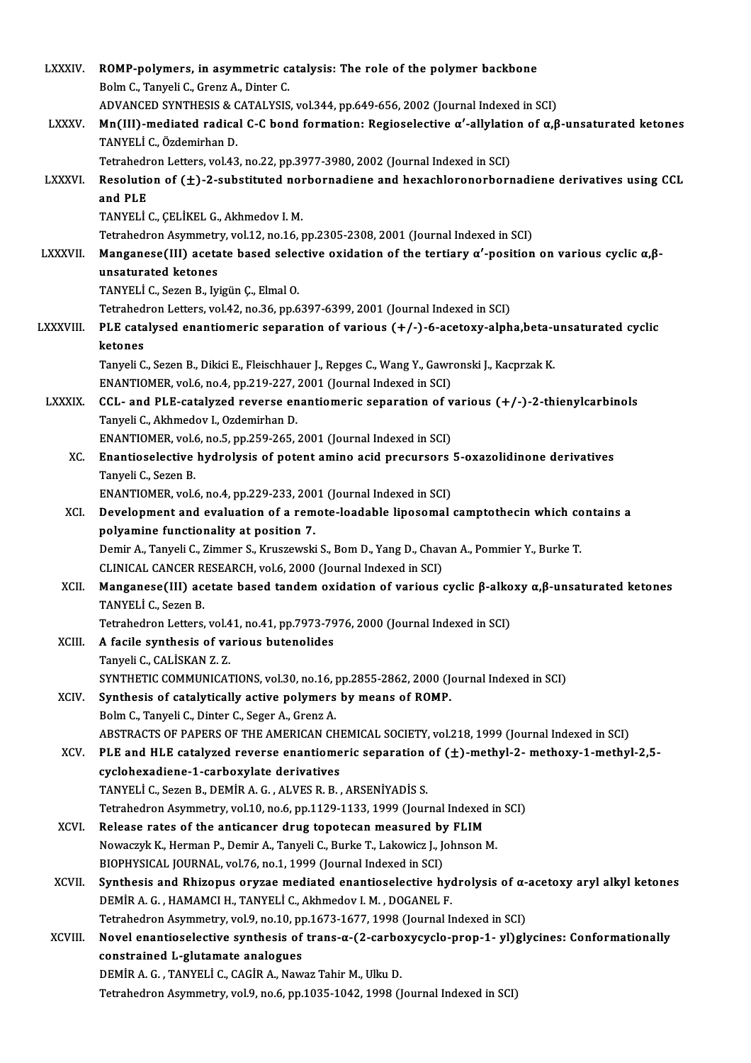LXXXIV. **ROMP-polymers, in asymmetric catalysis: The role of the polymer backbone**
Bolm C., Tanyeli C., Grenz A., Dinter C.
ADVANCED SYNTHESIS & CATALYSIS, vol.344, pp.649-656, 2002 (Journal Indexed in SCI)

LXXXV. **Mn(III)-mediated radical C-C bond formation: Regioselective α′-allylation of α,β-unsaturated ketones**
TANYELİ C., Özdemirhan D.
Tetrahedron Letters, vol.43, no.22, pp.3977-3980, 2002 (Journal Indexed in SCI)

LXXXVI. **Resolution of (±)-2-substituted norbornadiene and hexachloronorbornadiene derivatives using CCL and PLE**
TANYELİ C., ÇELİKEL G., Akhmedov I. M.
Tetrahedron Asymmetry, vol.12, no.16, pp.2305-2308, 2001 (Journal Indexed in SCI)

LXXXVII. **Manganese(III) acetate based selective oxidation of the tertiary α′-position on various cyclic α,β-unsaturated ketones**
TANYELİ C., Sezen B., Iyigün Ç., Elmal O.
Tetrahedron Letters, vol.42, no.36, pp.6397-6399, 2001 (Journal Indexed in SCI)

LXXXVIII. **PLE catalysed enantiomeric separation of various (+/-)-6-acetoxy-alpha,beta-unsaturated cyclic ketones**
Tanyeli C., Sezen B., Dikici E., Fleischhauer J., Repges C., Wang Y., Gawronski J., Kacprzak K.
ENANTIOMER, vol.6, no.4, pp.219-227, 2001 (Journal Indexed in SCI)

LXXXIX. **CCL- and PLE-catalyzed reverse enantiomeric separation of various (+/-)-2-thienylcarbinols**
Tanyeli C., Akhmedov I., Ozdemirhan D.
ENANTIOMER, vol.6, no.5, pp.259-265, 2001 (Journal Indexed in SCI)

XC. **Enantioselective hydrolysis of potent amino acid precursors 5-oxazolidinone derivatives**
Tanyeli C., Sezen B.
ENANTIOMER, vol.6, no.4, pp.229-233, 2001 (Journal Indexed in SCI)

XCI. **Development and evaluation of a remote-loadable liposomal camptothecin which contains a polyamine functionality at position 7.**
Demir A., Tanyeli C., Zimmer S., Kruszewski S., Bom D., Yang D., Chavan A., Pommier Y., Burke T.
CLINICAL CANCER RESEARCH, vol.6, 2000 (Journal Indexed in SCI)

XCII. **Manganese(III) acetate based tandem oxidation of various cyclic β-alkoxy α,β-unsaturated ketones**
TANYELİ C., Sezen B.
Tetrahedron Letters, vol.41, no.41, pp.7973-7976, 2000 (Journal Indexed in SCI)

XCIII. **A facile synthesis of various butenolides**
Tanyeli C., CALİSKAN Z. Z.
SYNTHETIC COMMUNICATIONS, vol.30, no.16, pp.2855-2862, 2000 (Journal Indexed in SCI)

XCIV. **Synthesis of catalytically active polymers by means of ROMP.**
Bolm C., Tanyeli C., Dinter C., Seger A., Grenz A.
ABSTRACTS OF PAPERS OF THE AMERICAN CHEMICAL SOCIETY, vol.218, 1999 (Journal Indexed in SCI)

XCV. **PLE and HLE catalyzed reverse enantiomeric separation of (±)-methyl-2- methoxy-1-methyl-2,5-cyclohexadiene-1-carboxylate derivatives**
TANYELİ C., Sezen B., DEMİR A. G. , ALVES R. B. , ARSENİYADİS S.
Tetrahedron Asymmetry, vol.10, no.6, pp.1129-1133, 1999 (Journal Indexed in SCI)

XCVI. **Release rates of the anticancer drug topotecan measured by FLIM**
Nowaczyk K., Herman P., Demir A., Tanyeli C., Burke T., Lakowicz J., Johnson M.
BIOPHYSICAL JOURNAL, vol.76, no.1, 1999 (Journal Indexed in SCI)

XCVII. **Synthesis and Rhizopus oryzae mediated enantioselective hydrolysis of α-acetoxy aryl alkyl ketones**
DEMİR A. G. , HAMAMCI H., TANYELİ C., Akhmedov I. M. , DOGANEL F.
Tetrahedron Asymmetry, vol.9, no.10, pp.1673-1677, 1998 (Journal Indexed in SCI)

XCVIII. **Novel enantioselective synthesis of trans-α-(2-carboxycyclo-prop-1- yl)glycines: Conformationally constrained L-glutamate analogues**
DEMİR A. G. , TANYELİ C., CAGİR A., Nawaz Tahir M., Ulku D.
Tetrahedron Asymmetry, vol.9, no.6, pp.1035-1042, 1998 (Journal Indexed in SCI)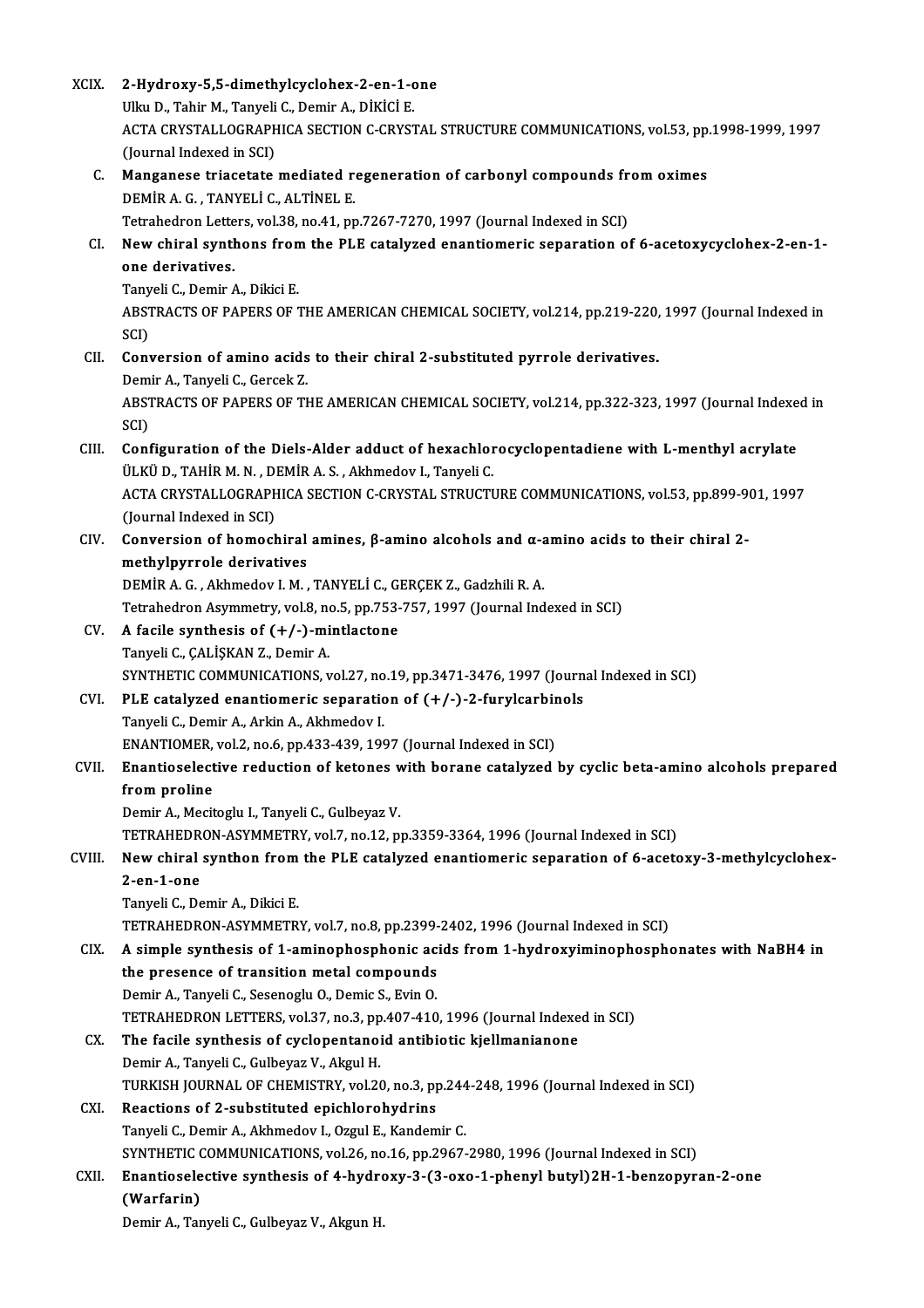XCIX. **2-Hydroxy-5,5-dimethylcyclohex-2-en-1-one**
Ulku D., Tahir M., Tanyeli C., Demir A., DİKİCİ E.
ACTA CRYSTALLOGRAPHICA SECTION C-CRYSTAL STRUCTURE COMMUNICATIONS, vol.53, pp.1998-1999, 1997 (Journal Indexed in SCI)

C. **Manganese triacetate mediated regeneration of carbonyl compounds from oximes**
DEMİR A. G. , TANYELİ C., ALTİNEL E.
Tetrahedron Letters, vol.38, no.41, pp.7267-7270, 1997 (Journal Indexed in SCI)

CI. **New chiral synthons from the PLE catalyzed enantiomeric separation of 6-acetoxycyclohex-2-en-1-one derivatives.**
Tanyeli C., Demir A., Dikici E.
ABSTRACTS OF PAPERS OF THE AMERICAN CHEMICAL SOCIETY, vol.214, pp.219-220, 1997 (Journal Indexed in SCI)

CII. **Conversion of amino acids to their chiral 2-substituted pyrrole derivatives.**
Demir A., Tanyeli C., Gercek Z.
ABSTRACTS OF PAPERS OF THE AMERICAN CHEMICAL SOCIETY, vol.214, pp.322-323, 1997 (Journal Indexed in SCI)

CIII. **Configuration of the Diels-Alder adduct of hexachlorocyclopentadiene with L-menthyl acrylate**
ÜLKÜ D., TAHİR M. N. , DEMİR A. S. , Akhmedov I., Tanyeli C.
ACTA CRYSTALLOGRAPHICA SECTION C-CRYSTAL STRUCTURE COMMUNICATIONS, vol.53, pp.899-901, 1997 (Journal Indexed in SCI)

CIV. **Conversion of homochiral amines, β-amino alcohols and α-amino acids to their chiral 2-methylpyrrole derivatives**
DEMİR A. G. , Akhmedov I. M. , TANYELİ C., GERÇEK Z., Gadzhili R. A.
Tetrahedron Asymmetry, vol.8, no.5, pp.753-757, 1997 (Journal Indexed in SCI)

CV. **A facile synthesis of (+/-)-mintlactone**
Tanyeli C., ÇALİŞKAN Z., Demir A.
SYNTHETIC COMMUNICATIONS, vol.27, no.19, pp.3471-3476, 1997 (Journal Indexed in SCI)

CVI. **PLE catalyzed enantiomeric separation of (+/-)-2-furylcarbinols**
Tanyeli C., Demir A., Arkin A., Akhmedov I.
ENANTIOMER, vol.2, no.6, pp.433-439, 1997 (Journal Indexed in SCI)

CVII. **Enantioselective reduction of ketones with borane catalyzed by cyclic beta-amino alcohols prepared from proline**
Demir A., Mecitoglu I., Tanyeli C., Gulbeyaz V.
TETRAHEDRON-ASYMMETRY, vol.7, no.12, pp.3359-3364, 1996 (Journal Indexed in SCI)

CVIII. **New chiral synthon from the PLE catalyzed enantiomeric separation of 6-acetoxy-3-methylcyclohex-2-en-1-one**
Tanyeli C., Demir A., Dikici E.
TETRAHEDRON-ASYMMETRY, vol.7, no.8, pp.2399-2402, 1996 (Journal Indexed in SCI)

CIX. **A simple synthesis of 1-aminophosphonic acids from 1-hydroxyiminophosphonates with NaBH4 in the presence of transition metal compounds**
Demir A., Tanyeli C., Sesenoglu O., Demic S., Evin O.
TETRAHEDRON LETTERS, vol.37, no.3, pp.407-410, 1996 (Journal Indexed in SCI)

CX. **The facile synthesis of cyclopentanoid antibiotic kjellmanianone**
Demir A., Tanyeli C., Gulbeyaz V., Akgul H.
TURKISH JOURNAL OF CHEMISTRY, vol.20, no.3, pp.244-248, 1996 (Journal Indexed in SCI)

CXI. **Reactions of 2-substituted epichlorohydrins**
Tanyeli C., Demir A., Akhmedov I., Ozgul E., Kandemir C.
SYNTHETIC COMMUNICATIONS, vol.26, no.16, pp.2967-2980, 1996 (Journal Indexed in SCI)

CXII. **Enantioselective synthesis of 4-hydroxy-3-(3-oxo-1-phenyl butyl)2H-1-benzopyran-2-one (Warfarin)**
Demir A., Tanyeli C., Gulbeyaz V., Akgun H.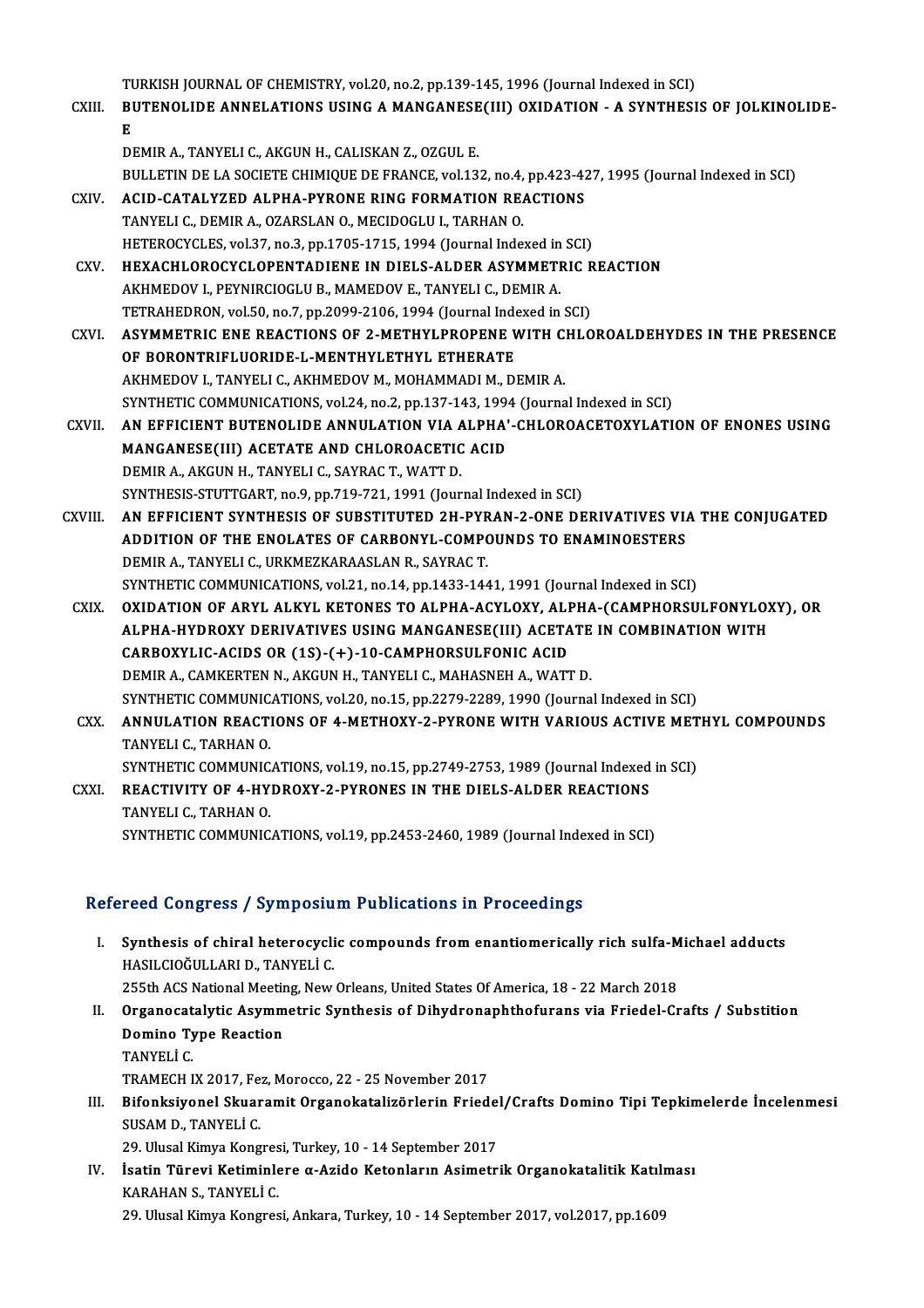TURKISH JOURNAL OF CHEMISTRY, vol.20, no.2, pp.139-145, 1996 (Journal Indexed in SCI)

CXIII. **BUTENOLIDE ANNELATIONS USING A MANGANESE(III) OXIDATION - A SYNTHESIS OF JOLKINOLIDE-E**
DEMIR A., TANYELI C., AKGUN H., CALISKAN Z., OZGUL E.
BULLETIN DE LA SOCIETE CHIMIQUE DE FRANCE, vol.132, no.4, pp.423-427, 1995 (Journal Indexed in SCI)

CXIV. **ACID-CATALYZED ALPHA-PYRONE RING FORMATION REACTIONS**
TANYELI C., DEMIR A., OZARSLAN O., MECIDOGLU I., TARHAN O.
HETEROCYCLES, vol.37, no.3, pp.1705-1715, 1994 (Journal Indexed in SCI)

CXV. **HEXACHLOROCYCLOPENTADIENE IN DIELS-ALDER ASYMMETRIC REACTION**
AKHMEDOV I., PEYNIRCIOGLU B., MAMEDOV E., TANYELI C., DEMIR A.
TETRAHEDRON, vol.50, no.7, pp.2099-2106, 1994 (Journal Indexed in SCI)

CXVI. **ASYMMETRIC ENE REACTIONS OF 2-METHYLPROPENE WITH CHLOROALDEHYDES IN THE PRESENCE OF BORONTRIFLUORIDE-L-MENTHYLETHYL ETHERATE**
AKHMEDOV I., TANYELI C., AKHMEDOV M., MOHAMMADI M., DEMIR A.
SYNTHETIC COMMUNICATIONS, vol.24, no.2, pp.137-143, 1994 (Journal Indexed in SCI)

CXVII. **AN EFFICIENT BUTENOLIDE ANNULATION VIA ALPHA'-CHLOROACETOXYLATION OF ENONES USING MANGANESE(III) ACETATE AND CHLOROACETIC ACID**
DEMIR A., AKGUN H., TANYELI C., SAYRAC T., WATT D.
SYNTHESIS-STUTTGART, no.9, pp.719-721, 1991 (Journal Indexed in SCI)

CXVIII. **AN EFFICIENT SYNTHESIS OF SUBSTITUTED 2H-PYRAN-2-ONE DERIVATIVES VIA THE CONJUGATED ADDITION OF THE ENOLATES OF CARBONYL-COMPOUNDS TO ENAMINOESTERS**
DEMIR A., TANYELI C., URKMEZKARAASLAN R., SAYRAC T.
SYNTHETIC COMMUNICATIONS, vol.21, no.14, pp.1433-1441, 1991 (Journal Indexed in SCI)

CXIX. **OXIDATION OF ARYL ALKYL KETONES TO ALPHA-ACYLOXY, ALPHA-(CAMPHORSULFONYLOXY), OR ALPHA-HYDROXY DERIVATIVES USING MANGANESE(III) ACETATE IN COMBINATION WITH CARBOXYLIC-ACIDS OR (1S)-(+)-10-CAMPHORSULFONIC ACID**
DEMIR A., CAMKERTEN N., AKGUN H., TANYELI C., MAHASNEH A., WATT D.
SYNTHETIC COMMUNICATIONS, vol.20, no.15, pp.2279-2289, 1990 (Journal Indexed in SCI)

CXX. **ANNULATION REACTIONS OF 4-METHOXY-2-PYRONE WITH VARIOUS ACTIVE METHYL COMPOUNDS**
TANYELI C., TARHAN O.
SYNTHETIC COMMUNICATIONS, vol.19, no.15, pp.2749-2753, 1989 (Journal Indexed in SCI)

CXXI. **REACTIVITY OF 4-HYDROXY-2-PYRONES IN THE DIELS-ALDER REACTIONS**
TANYELI C., TARHAN O.
SYNTHETIC COMMUNICATIONS, vol.19, pp.2453-2460, 1989 (Journal Indexed in SCI)

## Refereed Congress / Symposium Publications in Proceedings

I. **Synthesis of chiral heterocyclic compounds from enantiomerically rich sulfa-Michael adducts**
HASILCIOĞULLARI D., TANYELİ C.
255th ACS National Meeting, New Orleans, United States Of America, 18 - 22 March 2018

II. **Organocatalytic Asymmetric Synthesis of Dihydronaphthofurans via Friedel-Crafts / Substition Domino Type Reaction**
TANYELİ C.
TRAMECH IX 2017, Fez, Morocco, 22 - 25 November 2017

III. **Bifonksiyonel Skuaramit Organokatalizörlerin Friedel/Crafts Domino Tipi Tepkimelerde İncelenmesi**
SUSAM D., TANYELİ C.
29. Ulusal Kimya Kongresi, Turkey, 10 - 14 September 2017

IV. **İsatin Türevi Ketiminlere α-Azido Ketonların Asimetrik Organokatalitik Katılması**
KARAHAN S., TANYELİ C.
29. Ulusal Kimya Kongresi, Ankara, Turkey, 10 - 14 September 2017, vol.2017, pp.1609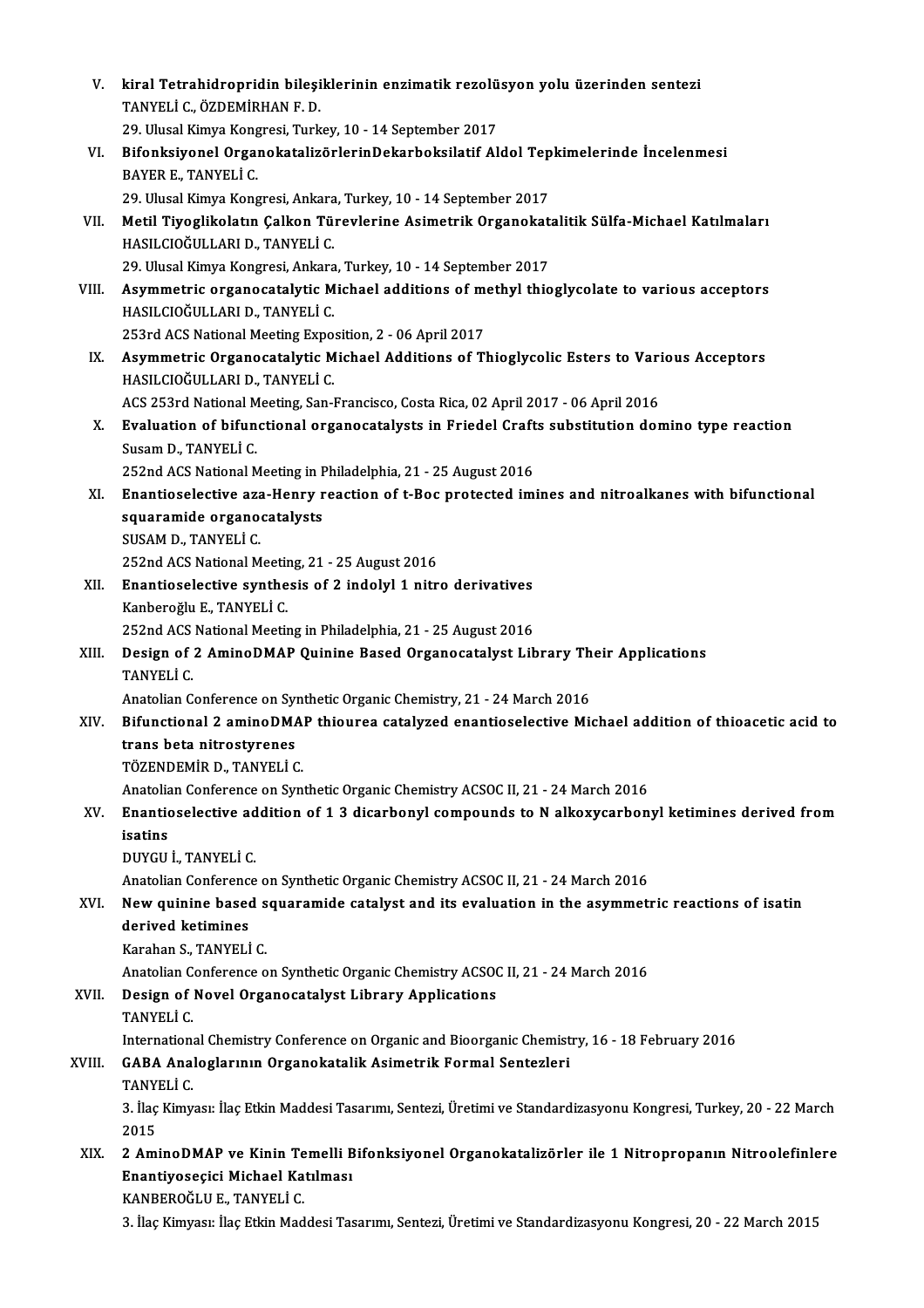V. **kiral Tetrahidropridin bileşiklerinin enzimatik rezolüsyon yolu üzerinden sentezi**
TANYELİ C., ÖZDEMİRHAN F. D.
29. Ulusal Kimya Kongresi, Turkey, 10 - 14 September 2017

VI. **Bifonksiyonel OrganokatalizörlerinDekarboksilatif Aldol Tepkimelerinde İncelenmesi**
BAYER E., TANYELİ C.
29. Ulusal Kimya Kongresi, Ankara, Turkey, 10 - 14 September 2017

VII. **Metil Tiyoglikolatın Çalkon Türevlerine Asimetrik Organokatalitik Sülfa-Michael Katılmaları**
HASILCIOĞULLARI D., TANYELİ C.
29. Ulusal Kimya Kongresi, Ankara, Turkey, 10 - 14 September 2017

VIII. **Asymmetric organocatalytic Michael additions of methyl thioglycolate to various acceptors**
HASILCIOĞULLARI D., TANYELİ C.
253rd ACS National Meeting Exposition, 2 - 06 April 2017

IX. **Asymmetric Organocatalytic Michael Additions of Thioglycolic Esters to Various Acceptors**
HASILCIOĞULLARI D., TANYELİ C.
ACS 253rd National Meeting, San-Francisco, Costa Rica, 02 April 2017 - 06 April 2016

X. **Evaluation of bifunctional organocatalysts in Friedel Crafts substitution domino type reaction**
Susam D., TANYELİ C.
252nd ACS National Meeting in Philadelphia, 21 - 25 August 2016

XI. **Enantioselective aza-Henry reaction of t-Boc protected imines and nitroalkanes with bifunctional squaramide organocatalysts**
SUSAM D., TANYELİ C.
252nd ACS National Meeting, 21 - 25 August 2016

XII. **Enantioselective synthesis of 2 indolyl 1 nitro derivatives**
Kanberoğlu E., TANYELİ C.
252nd ACS National Meeting in Philadelphia, 21 - 25 August 2016

XIII. **Design of 2 AminoDMAP Quinine Based Organocatalyst Library Their Applications**
TANYELİ C.
Anatolian Conference on Synthetic Organic Chemistry, 21 - 24 March 2016

XIV. **Bifunctional 2 aminoDMAP thiourea catalyzed enantioselective Michael addition of thioacetic acid to trans beta nitrostyrenes**
TÖZENDEMİR D., TANYELİ C.
Anatolian Conference on Synthetic Organic Chemistry ACSOC II, 21 - 24 March 2016

XV. **Enantioselective addition of 1 3 dicarbonyl compounds to N alkoxycarbonyl ketimines derived from isatins**
DUYGU İ., TANYELİ C.
Anatolian Conference on Synthetic Organic Chemistry ACSOC II, 21 - 24 March 2016

XVI. **New quinine based squaramide catalyst and its evaluation in the asymmetric reactions of isatin derived ketimines**
Karahan S., TANYELİ C.
Anatolian Conference on Synthetic Organic Chemistry ACSOC II, 21 - 24 March 2016

XVII. **Design of Novel Organocatalyst Library Applications**
TANYELİ C.
International Chemistry Conference on Organic and Bioorganic Chemistry, 16 - 18 February 2016

XVIII. **GABA Analoglarının Organokatalik Asimetrik Formal Sentezleri**
TANYELİ C.
3. İlaç Kimyası: İlaç Etkin Maddesi Tasarımı, Sentezi, Üretimi ve Standardizasyonu Kongresi, Turkey, 20 - 22 March 2015

XIX. **2 AminoDMAP ve Kinin Temelli Bifonksiyonel Organokatalizörler ile 1 Nitropropanın Nitroolefinlere Enantiyoseçici Michael Katılması**
KANBEROĞLU E., TANYELİ C.
3. İlaç Kimyası: İlaç Etkin Maddesi Tasarımı, Sentezi, Üretimi ve Standardizasyonu Kongresi, 20 - 22 March 2015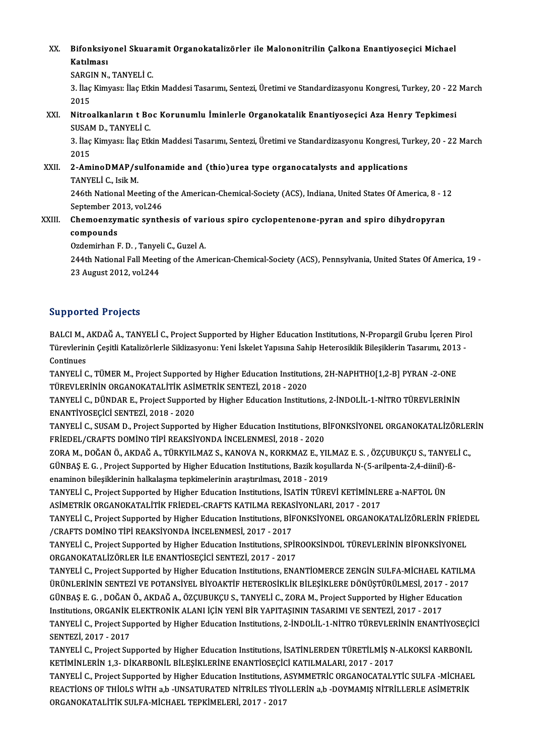XX. **Bifonksiyonel Skuaramit Organokatalizörler ile Malononitrilin Çalkona Enantiyoseçici Michael Katılması**
SARGIN N., TANYELİ C.
3. İlaç Kimyası: İlaç Etkin Maddesi Tasarımı, Sentezi, Üretimi ve Standardizasyonu Kongresi, Turkey, 20 - 22 March 2015

XXI. **Nitroalkanların t Boc Korunumlu İminlerle Organokatalik Enantiyoseçici Aza Henry Tepkimesi**
SUSAM D., TANYELİ C.
3. İlaç Kimyası: İlaç Etkin Maddesi Tasarımı, Sentezi, Üretimi ve Standardizasyonu Kongresi, Turkey, 20 - 22 March 2015

XXII. **2-AminoDMAP/sulfonamide and (thio)urea type organocatalysts and applications**
TANYELİ C., Isik M.
246th National Meeting of the American-Chemical-Society (ACS), Indiana, United States Of America, 8 - 12 September 2013, vol.246

XXIII. **Chemoenzymatic synthesis of various spiro cyclopentenone-pyran and spiro dihydropyran compounds**
Ozdemirhan F. D. , Tanyeli C., Guzel A.
244th National Fall Meeting of the American-Chemical-Society (ACS), Pennsylvania, United States Of America, 19 - 23 August 2012, vol.244

## Supported Projects

BALCI M., AKDAĞ A., TANYELİ C., Project Supported by Higher Education Institutions, N-Propargil Grubu İçeren Pirol Türevlerinin Çeşitli Katalizörlerle Siklizasyonu: Yeni İskelet Yapısına Sahip Heterosiklik Bileşiklerin Tasarımı, 2013 - Continues

TANYELİ C., TÜMER M., Project Supported by Higher Education Institutions, 2H-NAPHTHO[1,2-B] PYRAN -2-ONE TÜREVLERİNİN ORGANOKATALİTİK ASİMETRİK SENTEZİ, 2018 - 2020

TANYELİ C., DÜNDAR E., Project Supported by Higher Education Institutions, 2-İNDOLİL-1-NİTRO TÜREVLERİNİN ENANTİYOSEÇİCİ SENTEZİ, 2018 - 2020

TANYELİ C., SUSAM D., Project Supported by Higher Education Institutions, BİFONKSİYONEL ORGANOKATALİZÖRLERİN FRİEDEL/CRAFTS DOMİNO TİPİ REAKSİYONDA İNCELENMESİ, 2018 - 2020

ZORA M., DOĞAN Ö., AKDAĞ A., TÜRKYILMAZ S., KANOVA N., KORKMAZ E., YILMAZ E. S. , ÖZÇUBUKÇU S., TANYELİ C., GÜNBAŞ E. G. , Project Supported by Higher Education Institutions, Bazik koşullarda N-(5-arilpenta-2,4-diinil)-ß-enaminon bileşiklerinin halkalaşma tepkimelerinin araştırılması, 2018 - 2019

TANYELİ C., Project Supported by Higher Education Institutions, İSATİN TÜREVİ KETİMİNLERE a-NAFTOL ÜN ASİMETRİK ORGANOKATALİTİK FRİEDEL-CRAFTS KATILMA REKASİYONLARI, 2017 - 2017

TANYELİ C., Project Supported by Higher Education Institutions, BİFONKSİYONEL ORGANOKATALİZÖRLERİN FRİEDEL /CRAFTS DOMİNO TİPİ REAKSİYONDA İNCELENMESİ, 2017 - 2017

TANYELİ C., Project Supported by Higher Education Institutions, SPİROOKSİNDOL TÜREVLERİNİN BİFONKSİYONEL ORGANOKATALİZÖRLER İLE ENANTİOSEÇİCİ SENTEZİ, 2017 - 2017

TANYELİ C., Project Supported by Higher Education Institutions, ENANTİOMERCE ZENGİN SULFA-MİCHAEL KATILMA ÜRÜNLERİNİN SENTEZİ VE POTANSİYEL BİYOAKTİF HETEROSİKLİK BİLEŞİKLERE DÖNÜŞTÜRÜLMESİ, 2017 - 2017

GÜNBAŞ E. G. , DOĞAN Ö., AKDAĞ A., ÖZÇUBUKÇU S., TANYELİ C., ZORA M., Project Supported by Higher Education Institutions, ORGANİK ELEKTRONİK ALANI İÇİN YENİ BİR YAPITAŞININ TASARIMI VE SENTEZİ, 2017 - 2017

TANYELİ C., Project Supported by Higher Education Institutions, 2-İNDOLİL-1-NİTRO TÜREVLERİNİN ENANTİYOSEÇİCİ SENTEZİ, 2017 - 2017

TANYELİ C., Project Supported by Higher Education Institutions, İSATİNLERDEN TÜRETİLMİŞ N-ALKOKSİ KARBONİL KETİMİNLERİN 1,3- DİKARBONİL BİLEŞİKLERİNE ENANTİOSEÇİCİ KATILMALARI, 2017 - 2017

TANYELİ C., Project Supported by Higher Education Institutions, ASYMMETRİC ORGANOCATALYTİC SULFA -MİCHAEL REACTİONS OF THİOLS WİTH a,b -UNSATURATED NİTRİLES TİYOLLERİN a,b -DOYMAMIŞ NİTRİLLERLE ASİMETRİK ORGANOKATALİTİK SULFA-MİCHAEL TEPKİMELERİ, 2017 - 2017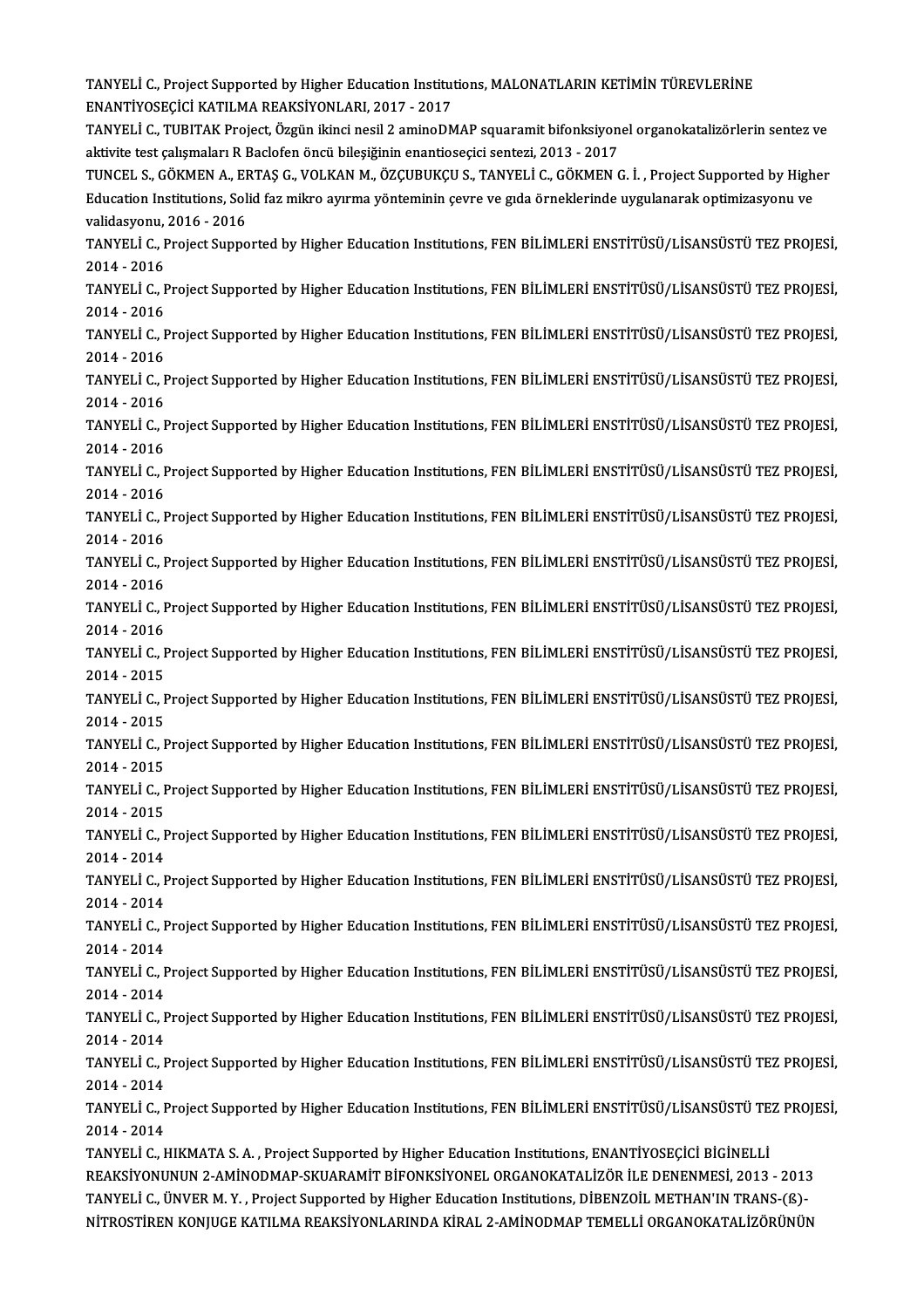TANYELİ C., Project Supported by Higher Education Institutions, MALONATLARIN KETİMİN TÜREVLERİNE ENANTİYOSEÇİCİ KATILMA REAKSİYONLARI, 2017 - 2017

TANYELİ C., TUBITAK Project, Özgün ikinci nesil 2 aminoDMAP squaramit bifonksiyonel organokatalizörlerin sentez ve aktivite test çalışmaları R Baclofen öncü bileşiğinin enantioseçici sentezi, 2013 - 2017

TUNCEL S., GÖKMEN A., ERTAŞ G., VOLKAN M., ÖZÇUBUKÇU S., TANYELİ C., GÖKMEN G. İ. , Project Supported by Higher Education Institutions, Solid faz mikro ayırma yönteminin çevre ve gıda örneklerinde uygulanarak optimizasyonu ve validasyonu, 2016 - 2016

TANYELİ C., Project Supported by Higher Education Institutions, FEN BİLİMLERİ ENSTİTÜSÜ/LİSANSÜSTÜ TEZ PROJESİ, 2014 - 2016

TANYELİ C., Project Supported by Higher Education Institutions, FEN BİLİMLERİ ENSTİTÜSÜ/LİSANSÜSTÜ TEZ PROJESİ, 2014 - 2016

TANYELİ C., Project Supported by Higher Education Institutions, FEN BİLİMLERİ ENSTİTÜSÜ/LİSANSÜSTÜ TEZ PROJESİ, 2014 - 2016

TANYELİ C., Project Supported by Higher Education Institutions, FEN BİLİMLERİ ENSTİTÜSÜ/LİSANSÜSTÜ TEZ PROJESİ, 2014 - 2016

TANYELİ C., Project Supported by Higher Education Institutions, FEN BİLİMLERİ ENSTİTÜSÜ/LİSANSÜSTÜ TEZ PROJESİ, 2014 - 2016

TANYELİ C., Project Supported by Higher Education Institutions, FEN BİLİMLERİ ENSTİTÜSÜ/LİSANSÜSTÜ TEZ PROJESİ, 2014 - 2016

TANYELİ C., Project Supported by Higher Education Institutions, FEN BİLİMLERİ ENSTİTÜSÜ/LİSANSÜSTÜ TEZ PROJESİ, 2014 - 2016

TANYELİ C., Project Supported by Higher Education Institutions, FEN BİLİMLERİ ENSTİTÜSÜ/LİSANSÜSTÜ TEZ PROJESİ, 2014 - 2016

TANYELİ C., Project Supported by Higher Education Institutions, FEN BİLİMLERİ ENSTİTÜSÜ/LİSANSÜSTÜ TEZ PROJESİ, 2014 - 2016

TANYELİ C., Project Supported by Higher Education Institutions, FEN BİLİMLERİ ENSTİTÜSÜ/LİSANSÜSTÜ TEZ PROJESİ, 2014 - 2015

TANYELİ C., Project Supported by Higher Education Institutions, FEN BİLİMLERİ ENSTİTÜSÜ/LİSANSÜSTÜ TEZ PROJESİ, 2014 - 2015

TANYELİ C., Project Supported by Higher Education Institutions, FEN BİLİMLERİ ENSTİTÜSÜ/LİSANSÜSTÜ TEZ PROJESİ, 2014 - 2015

TANYELİ C., Project Supported by Higher Education Institutions, FEN BİLİMLERİ ENSTİTÜSÜ/LİSANSÜSTÜ TEZ PROJESİ, 2014 - 2015

TANYELİ C., Project Supported by Higher Education Institutions, FEN BİLİMLERİ ENSTİTÜSÜ/LİSANSÜSTÜ TEZ PROJESİ, 2014 - 2014

TANYELİ C., Project Supported by Higher Education Institutions, FEN BİLİMLERİ ENSTİTÜSÜ/LİSANSÜSTÜ TEZ PROJESİ, 2014 - 2014

TANYELİ C., Project Supported by Higher Education Institutions, FEN BİLİMLERİ ENSTİTÜSÜ/LİSANSÜSTÜ TEZ PROJESİ, 2014 - 2014

TANYELİ C., Project Supported by Higher Education Institutions, FEN BİLİMLERİ ENSTİTÜSÜ/LİSANSÜSTÜ TEZ PROJESİ, 2014 - 2014

TANYELİ C., Project Supported by Higher Education Institutions, FEN BİLİMLERİ ENSTİTÜSÜ/LİSANSÜSTÜ TEZ PROJESİ, 2014 - 2014

TANYELİ C., Project Supported by Higher Education Institutions, FEN BİLİMLERİ ENSTİTÜSÜ/LİSANSÜSTÜ TEZ PROJESİ, 2014 - 2014

TANYELİ C., Project Supported by Higher Education Institutions, FEN BİLİMLERİ ENSTİTÜSÜ/LİSANSÜSTÜ TEZ PROJESİ, 2014 - 2014

TANYELİ C., HIKMATA S. A. , Project Supported by Higher Education Institutions, ENANTİYOSEÇİCİ BİGİNELLİ REAKSİYONUNUN 2-AMİNODMAP-SKUARAMİT BİFONKSİYONEL ORGANOKATALİZÖR İLE DENENMESİ, 2013 - 2013

TANYELİ C., ÜNVER M. Y. , Project Supported by Higher Education Institutions, DİBENZOİL METHAN'IN TRANS-(ß)-NİTROSTİREN KONJUGE KATILMA REAKSİYONLARINDA KİRAL 2-AMİNODMAP TEMELLİ ORGANOKATALİZÖRÜNÜN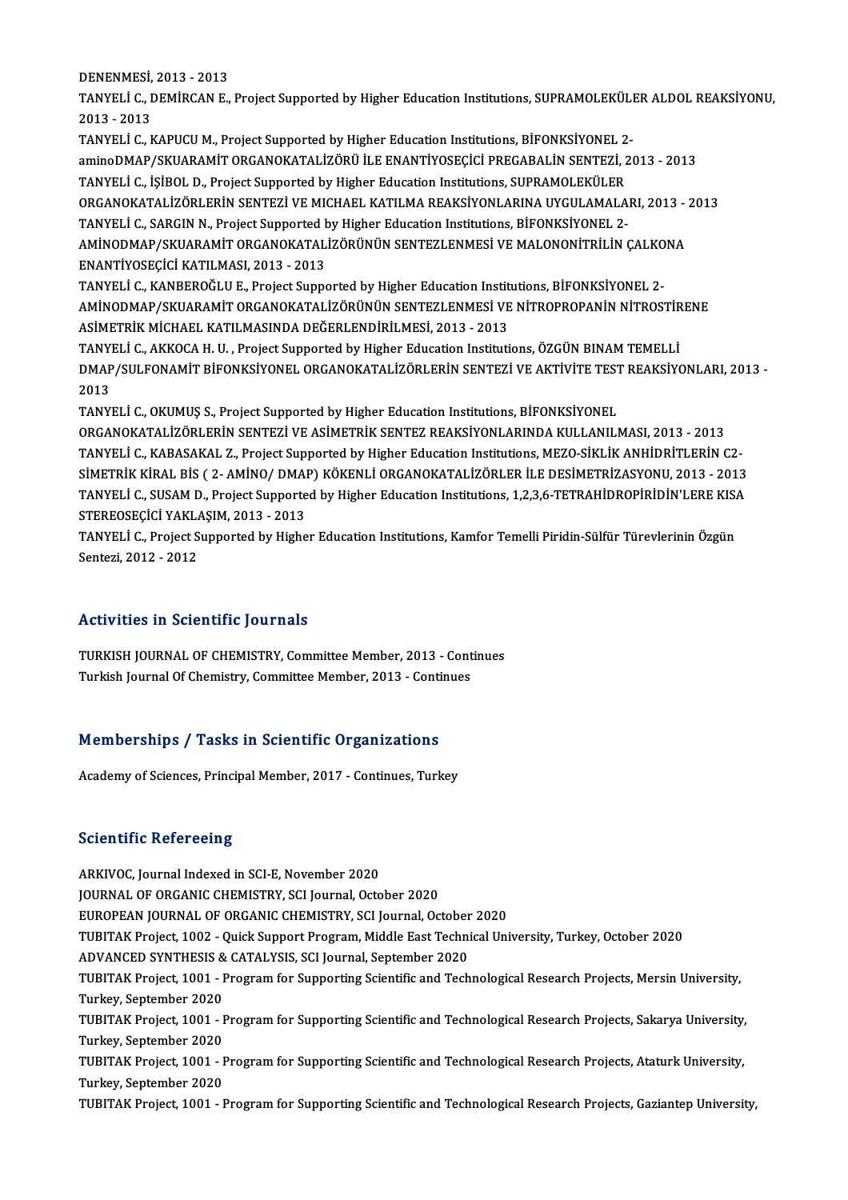DENENMESİ, 2013 - 2013

TANYELİ C., DEMİRCAN E., Project Supported by Higher Education Institutions, SUPRAMOLEKÜLER ALDOL REAKSİYONU, 2013 - 2013

TANYELİ C., KAPUCU M., Project Supported by Higher Education Institutions, BİFONKSİYONEL 2-aminoDMAP/SKUARAMİT ORGANOKATALİZÖRÜ İLE ENANTİYOSEÇİCİ PREGABALİN SENTEZİ, 2013 - 2013

TANYELİ C., İŞİBOL D., Project Supported by Higher Education Institutions, SUPRAMOLEKÜLER ORGANOKATALİZÖRLERİN SENTEZİ VE MICHAEL KATILMA REAKSİYONLARINA UYGULAMALARI, 2013 - 2013

TANYELİ C., SARGIN N., Project Supported by Higher Education Institutions, BİFONKSİYONEL 2-AMİNODMAP/SKUARAMİT ORGANOKATALİZÖRÜNÜN SENTEZLENMESİ VE MALONONİTRİLİN ÇALKONA ENANTİYOSEÇİCİ KATILMASI, 2013 - 2013

TANYELİ C., KANBEROĞLU E., Project Supported by Higher Education Institutions, BİFONKSİYONEL 2-AMİNODMAP/SKUARAMİT ORGANOKATALİZÖRÜNÜN SENTEZLENMESİ VE NİTROPROPANİN NİTROSTİRENE ASİMETRİK MİCHAEL KATILMASINDA DEĞERLENDİRİLMESİ, 2013 - 2013

TANYELİ C., AKKOCA H. U. , Project Supported by Higher Education Institutions, ÖZGÜN BINAM TEMELLİ DMAP/SULFONAMİT BİFONKSİYONEL ORGANOKATALİZÖRLERİN SENTEZİ VE AKTİVİTE TEST REAKSİYONLARI, 2013 - 2013

TANYELİ C., OKUMUŞ S., Project Supported by Higher Education Institutions, BİFONKSİYONEL ORGANOKATALİZÖRLERİN SENTEZİ VE ASİMETRİK SENTEZ REAKSİYONLARINDA KULLANILMASI, 2013 - 2013

TANYELİ C., KABASAKAL Z., Project Supported by Higher Education Institutions, MEZO-SİKLİK ANHİDRİTLERİN C2-SİMETRİK KİRAL BİS ( 2- AMİNO/ DMAP) KÖKENLİ ORGANOKATALİZÖRLER İLE DESİMETRİZASYONU, 2013 - 2013

TANYELİ C., SUSAM D., Project Supported by Higher Education Institutions, 1,2,3,6-TETRAHİDROPİRİDİN'LERE KISA STEREOSEÇİCİ YAKLAŞIM, 2013 - 2013

TANYELİ C., Project Supported by Higher Education Institutions, Kamfor Temelli Piridin-Sülfür Türevlerinin Özgün Sentezi, 2012 - 2012

## Activities in Scientific Journals

TURKISH JOURNAL OF CHEMISTRY, Committee Member, 2013 - Continues

Turkish Journal Of Chemistry, Committee Member, 2013 - Continues

## Memberships / Tasks in Scientific Organizations

Academy of Sciences, Principal Member, 2017 - Continues, Turkey

## Scientific Refereeing

ARKIVOC, Journal Indexed in SCI-E, November 2020

JOURNAL OF ORGANIC CHEMISTRY, SCI Journal, October 2020

EUROPEAN JOURNAL OF ORGANIC CHEMISTRY, SCI Journal, October 2020

TUBITAK Project, 1002 - Quick Support Program, Middle East Technical University, Turkey, October 2020

ADVANCED SYNTHESIS & CATALYSIS, SCI Journal, September 2020

TUBITAK Project, 1001 - Program for Supporting Scientific and Technological Research Projects, Mersin University, Turkey, September 2020

TUBITAK Project, 1001 - Program for Supporting Scientific and Technological Research Projects, Sakarya University, Turkey, September 2020

TUBITAK Project, 1001 - Program for Supporting Scientific and Technological Research Projects, Ataturk University, Turkey, September 2020

TUBITAK Project, 1001 - Program for Supporting Scientific and Technological Research Projects, Gaziantep University,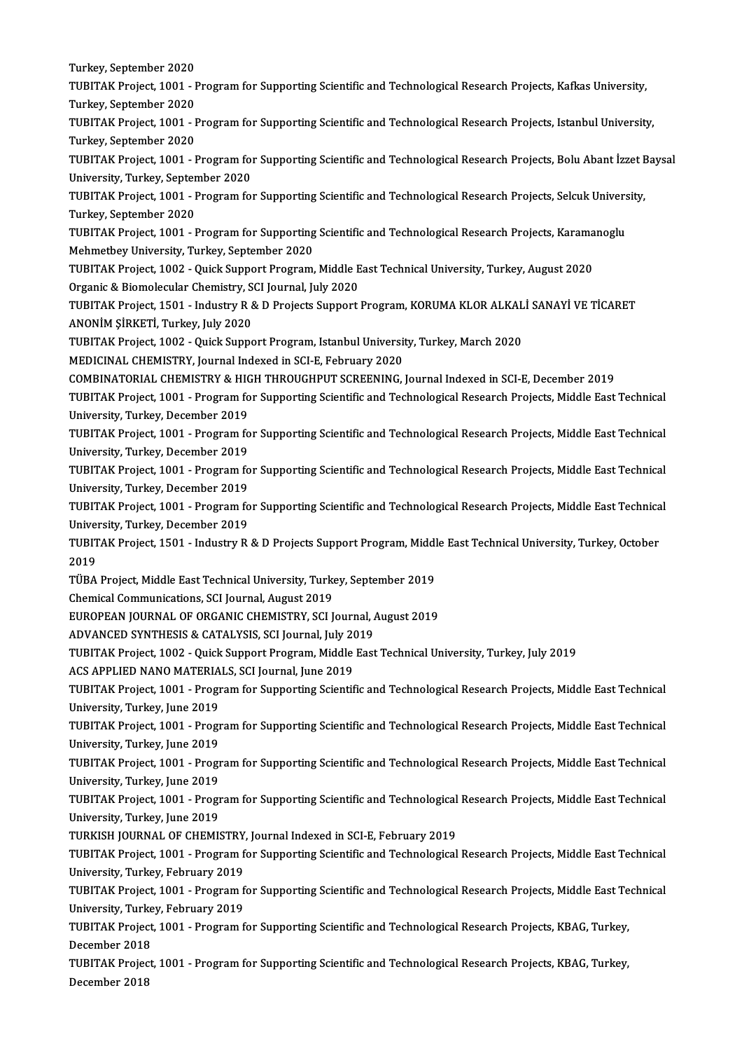Turkey, September 2020

TUBITAK Project, 1001 - Program for Supporting Scientific and Technological Research Projects, Kafkas University, Turkey, September 2020

TUBITAK Project, 1001 - Program for Supporting Scientific and Technological Research Projects, Istanbul University, Turkey, September 2020

TUBITAK Project, 1001 - Program for Supporting Scientific and Technological Research Projects, Bolu Abant İzzet Baysal University, Turkey, September 2020

TUBITAK Project, 1001 - Program for Supporting Scientific and Technological Research Projects, Selcuk University, Turkey, September 2020

TUBITAK Project, 1001 - Program for Supporting Scientific and Technological Research Projects, Karamanoglu Mehmetbey University, Turkey, September 2020

TUBITAK Project, 1002 - Quick Support Program, Middle East Technical University, Turkey, August 2020

Organic & Biomolecular Chemistry, SCI Journal, July 2020

TUBITAK Project, 1501 - Industry R & D Projects Support Program, KORUMA KLOR ALKALİ SANAYİ VE TİCARET ANONİM ŞİRKETİ, Turkey, July 2020

TUBITAK Project, 1002 - Quick Support Program, Istanbul University, Turkey, March 2020

MEDICINAL CHEMISTRY, Journal Indexed in SCI-E, February 2020

COMBINATORIAL CHEMISTRY & HIGH THROUGHPUT SCREENING, Journal Indexed in SCI-E, December 2019

TUBITAK Project, 1001 - Program for Supporting Scientific and Technological Research Projects, Middle East Technical University, Turkey, December 2019

TUBITAK Project, 1001 - Program for Supporting Scientific and Technological Research Projects, Middle East Technical University, Turkey, December 2019

TUBITAK Project, 1001 - Program for Supporting Scientific and Technological Research Projects, Middle East Technical University, Turkey, December 2019

TUBITAK Project, 1001 - Program for Supporting Scientific and Technological Research Projects, Middle East Technical University, Turkey, December 2019

TUBITAK Project, 1501 - Industry R & D Projects Support Program, Middle East Technical University, Turkey, October 2019

TÜBA Project, Middle East Technical University, Turkey, September 2019

Chemical Communications, SCI Journal, August 2019

EUROPEAN JOURNAL OF ORGANIC CHEMISTRY, SCI Journal, August 2019

ADVANCED SYNTHESIS & CATALYSIS, SCI Journal, July 2019

TUBITAK Project, 1002 - Quick Support Program, Middle East Technical University, Turkey, July 2019

ACS APPLIED NANO MATERIALS, SCI Journal, June 2019

TUBITAK Project, 1001 - Program for Supporting Scientific and Technological Research Projects, Middle East Technical University, Turkey, June 2019

TUBITAK Project, 1001 - Program for Supporting Scientific and Technological Research Projects, Middle East Technical University, Turkey, June 2019

TUBITAK Project, 1001 - Program for Supporting Scientific and Technological Research Projects, Middle East Technical University, Turkey, June 2019

TUBITAK Project, 1001 - Program for Supporting Scientific and Technological Research Projects, Middle East Technical University, Turkey, June 2019

TURKISH JOURNAL OF CHEMISTRY, Journal Indexed in SCI-E, February 2019

TUBITAK Project, 1001 - Program for Supporting Scientific and Technological Research Projects, Middle East Technical University, Turkey, February 2019

TUBITAK Project, 1001 - Program for Supporting Scientific and Technological Research Projects, Middle East Technical University, Turkey, February 2019

TUBITAK Project, 1001 - Program for Supporting Scientific and Technological Research Projects, KBAG, Turkey, December 2018

TUBITAK Project, 1001 - Program for Supporting Scientific and Technological Research Projects, KBAG, Turkey, December 2018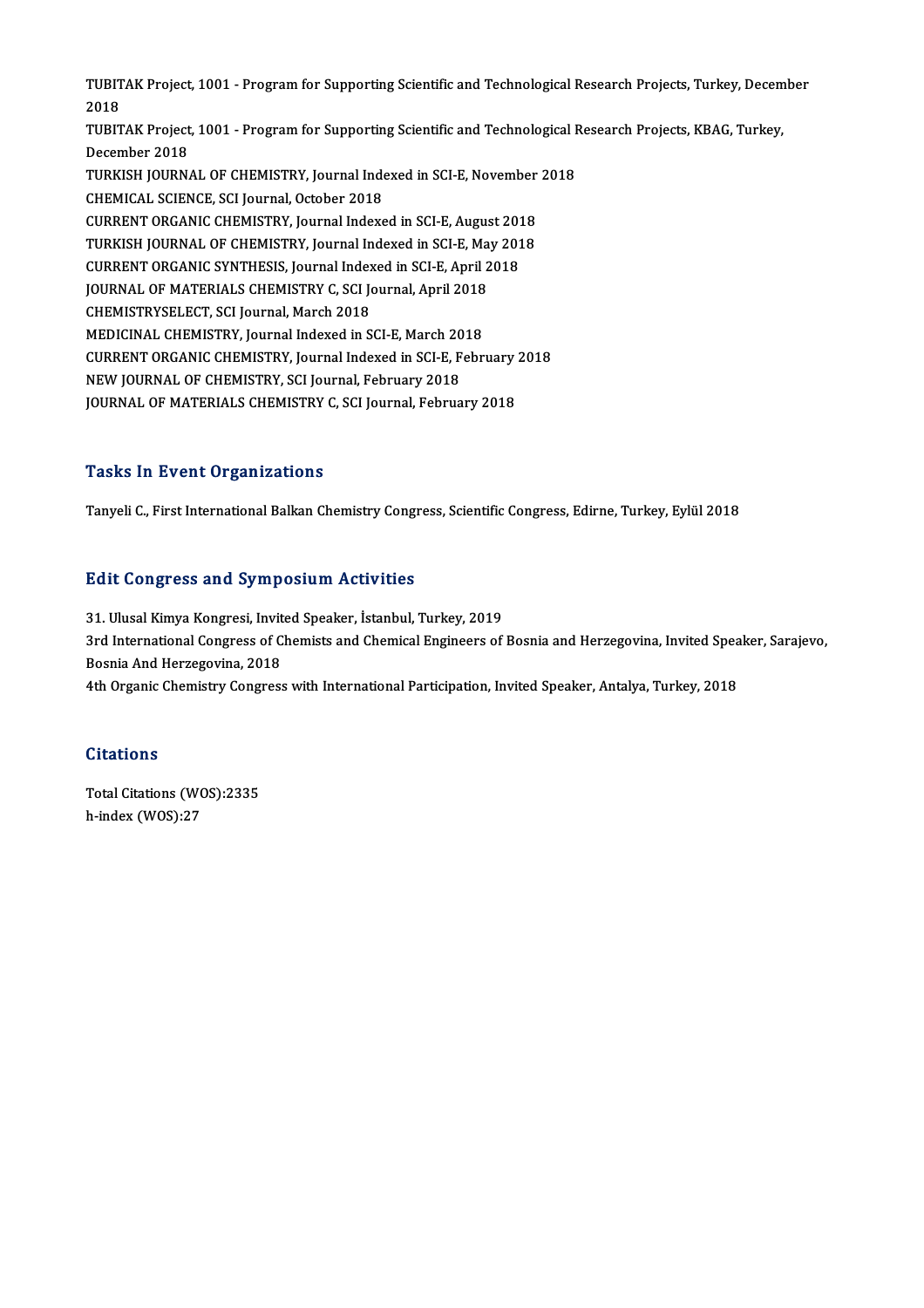TUBITAK Project, 1001 - Program for Supporting Scientific and Technological Research Projects, Turkey, December 2018

TUBITAK Project, 1001 - Program for Supporting Scientific and Technological Research Projects, KBAG, Turkey, December 2018

TURKISH JOURNAL OF CHEMISTRY, Journal Indexed in SCI-E, November 2018

CHEMICAL SCIENCE, SCI Journal, October 2018

CURRENT ORGANIC CHEMISTRY, Journal Indexed in SCI-E, August 2018

TURKISH JOURNAL OF CHEMISTRY, Journal Indexed in SCI-E, May 2018

CURRENT ORGANIC SYNTHESIS, Journal Indexed in SCI-E, April 2018

JOURNAL OF MATERIALS CHEMISTRY C, SCI Journal, April 2018

CHEMISTRYSELECT, SCI Journal, March 2018

MEDICINAL CHEMISTRY, Journal Indexed in SCI-E, March 2018

CURRENT ORGANIC CHEMISTRY, Journal Indexed in SCI-E, February 2018

NEW JOURNAL OF CHEMISTRY, SCI Journal, February 2018

JOURNAL OF MATERIALS CHEMISTRY C, SCI Journal, February 2018

## Tasks In Event Organizations

Tanyeli C., First International Balkan Chemistry Congress, Scientific Congress, Edirne, Turkey, Eylül 2018

## Edit Congress and Symposium Activities

31. Ulusal Kimya Kongresi, Invited Speaker, İstanbul, Turkey, 2019

3rd International Congress of Chemists and Chemical Engineers of Bosnia and Herzegovina, Invited Speaker, Sarajevo, Bosnia And Herzegovina, 2018

4th Organic Chemistry Congress with International Participation, Invited Speaker, Antalya, Turkey, 2018

## Citations

Total Citations (WOS):2335

h-index (WOS):27